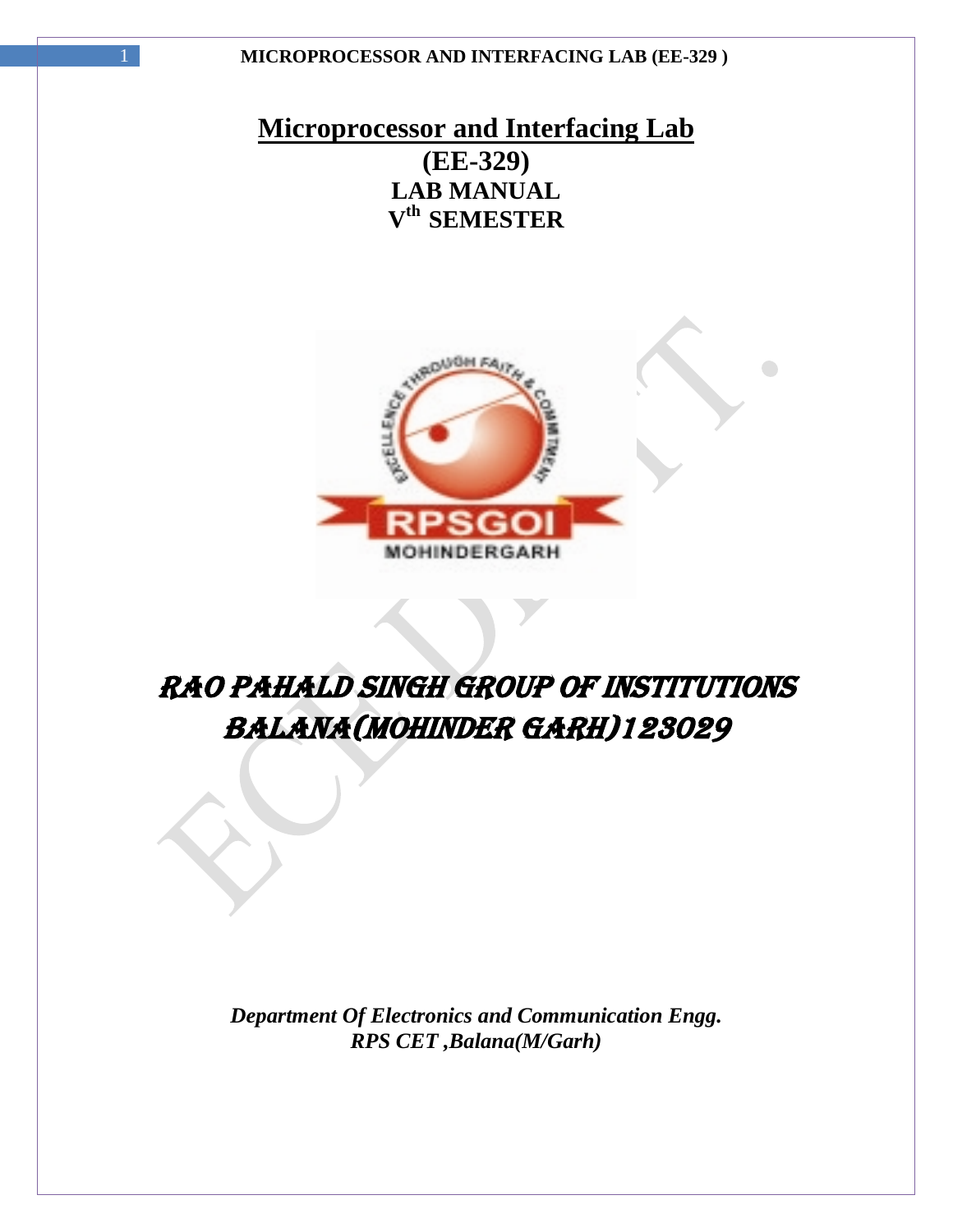# Microprocessor and Interfacing Lab

## (EE-329)

## LAB MANUAL

## V$^{th}$ SEMESTER

# RAO PAHALD SINGH GROUP OF INSTITUTIONS BALANA(MOHINDER GARH)123029

***Department Of Electronics and Communication Engg.***
***RPS CET ,Balana(M/Garh)***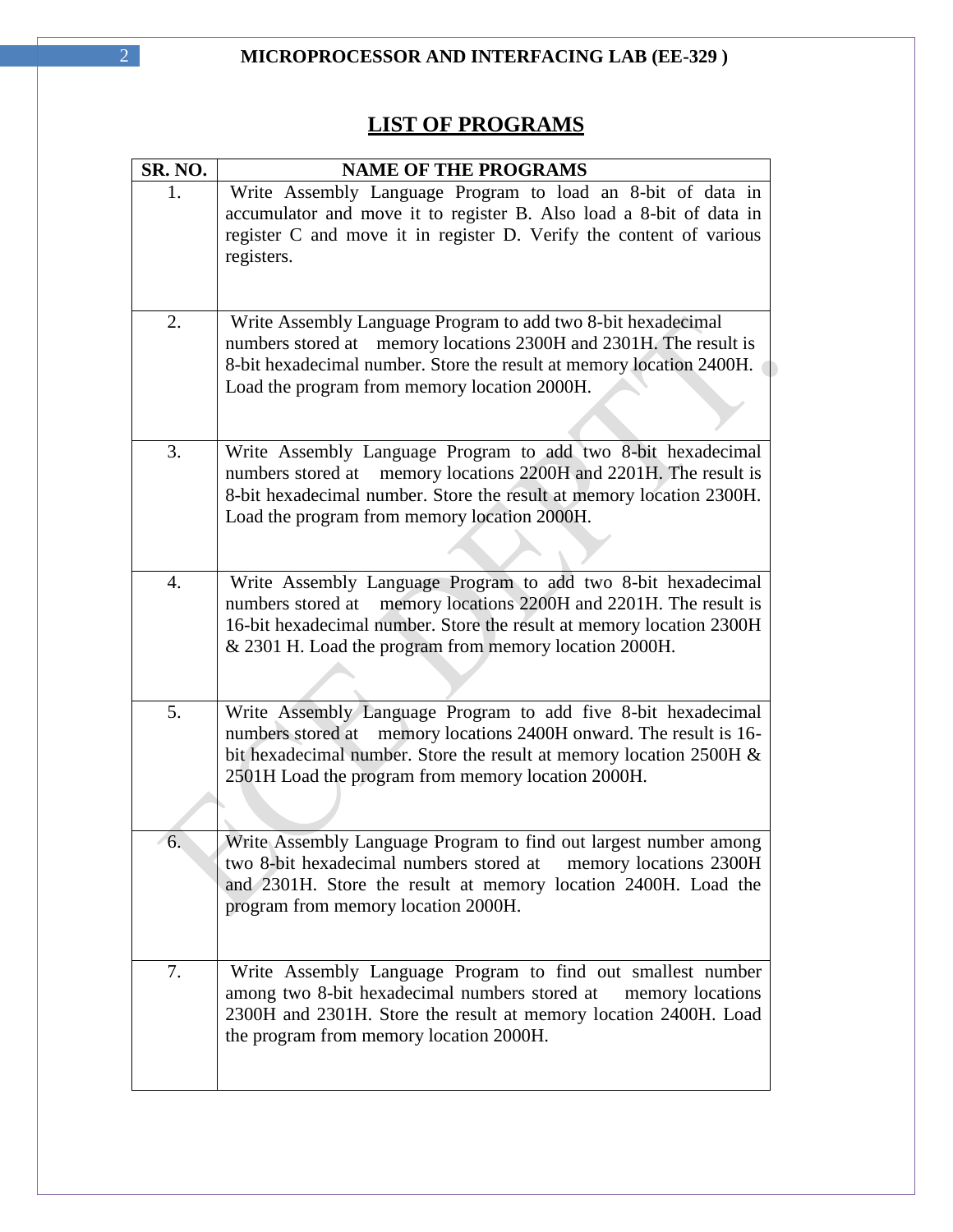## LIST OF PROGRAMS

| SR. NO. | NAME OF THE PROGRAMS |
|---|---|
| 1. | Write Assembly Language Program to load an 8-bit of data in accumulator and move it to register B. Also load a 8-bit of data in register C and move it in register D. Verify the content of various registers. |
| 2. | Write Assembly Language Program to add two 8-bit hexadecimal numbers stored at memory locations 2300H and 2301H. The result is 8-bit hexadecimal number. Store the result at memory location 2400H. Load the program from memory location 2000H. |
| 3. | Write Assembly Language Program to add two 8-bit hexadecimal numbers stored at memory locations 2200H and 2201H. The result is 8-bit hexadecimal number. Store the result at memory location 2300H. Load the program from memory location 2000H. |
| 4. | Write Assembly Language Program to add two 8-bit hexadecimal numbers stored at memory locations 2200H and 2201H. The result is 16-bit hexadecimal number. Store the result at memory location 2300H & 2301 H. Load the program from memory location 2000H. |
| 5. | Write Assembly Language Program to add five 8-bit hexadecimal numbers stored at memory locations 2400H onward. The result is 16-bit hexadecimal number. Store the result at memory location 2500H & 2501H Load the program from memory location 2000H. |
| 6. | Write Assembly Language Program to find out largest number among two 8-bit hexadecimal numbers stored at memory locations 2300H and 2301H. Store the result at memory location 2400H. Load the program from memory location 2000H. |
| 7. | Write Assembly Language Program to find out smallest number among two 8-bit hexadecimal numbers stored at memory locations 2300H and 2301H. Store the result at memory location 2400H. Load the program from memory location 2000H. |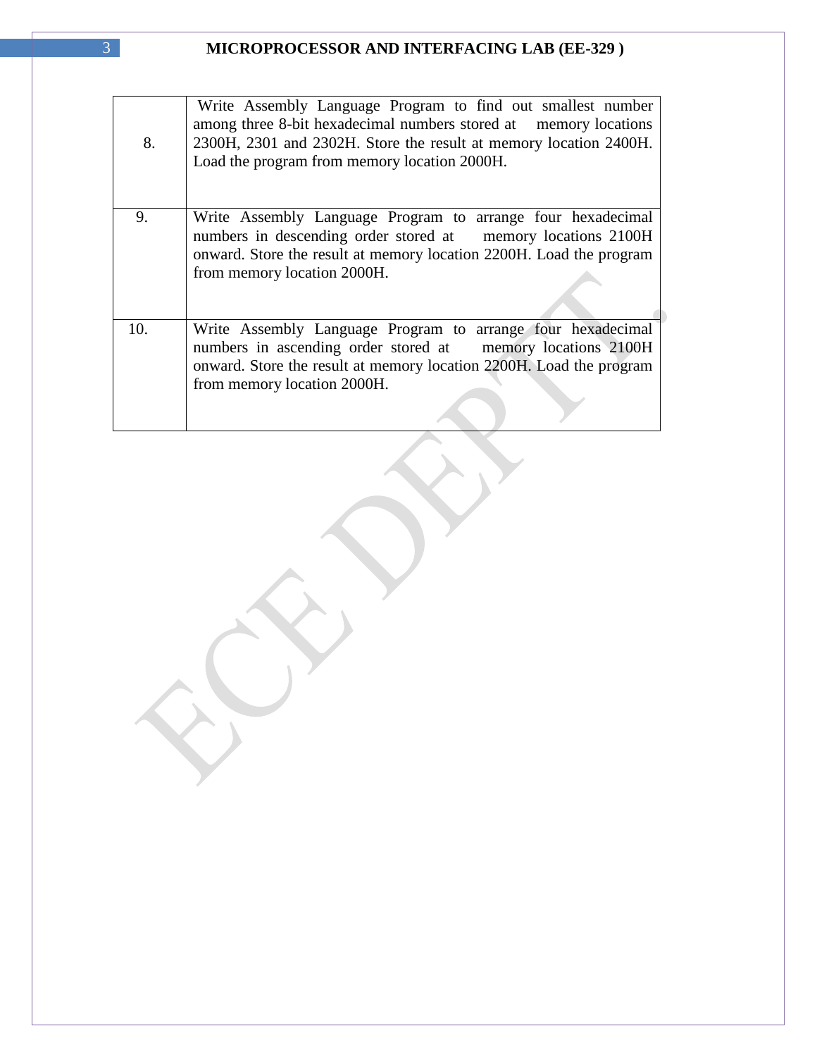| 8. | Write Assembly Language Program to find out smallest number among three 8-bit hexadecimal numbers stored at memory locations 2300H, 2301 and 2302H. Store the result at memory location 2400H. Load the program from memory location 2000H. |
|---|---|
| 9. | Write Assembly Language Program to arrange four hexadecimal numbers in descending order stored at memory locations 2100H onward. Store the result at memory location 2200H. Load the program from memory location 2000H. |
| 10. | Write Assembly Language Program to arrange four hexadecimal numbers in ascending order stored at memory locations 2100H onward. Store the result at memory location 2200H. Load the program from memory location 2000H. |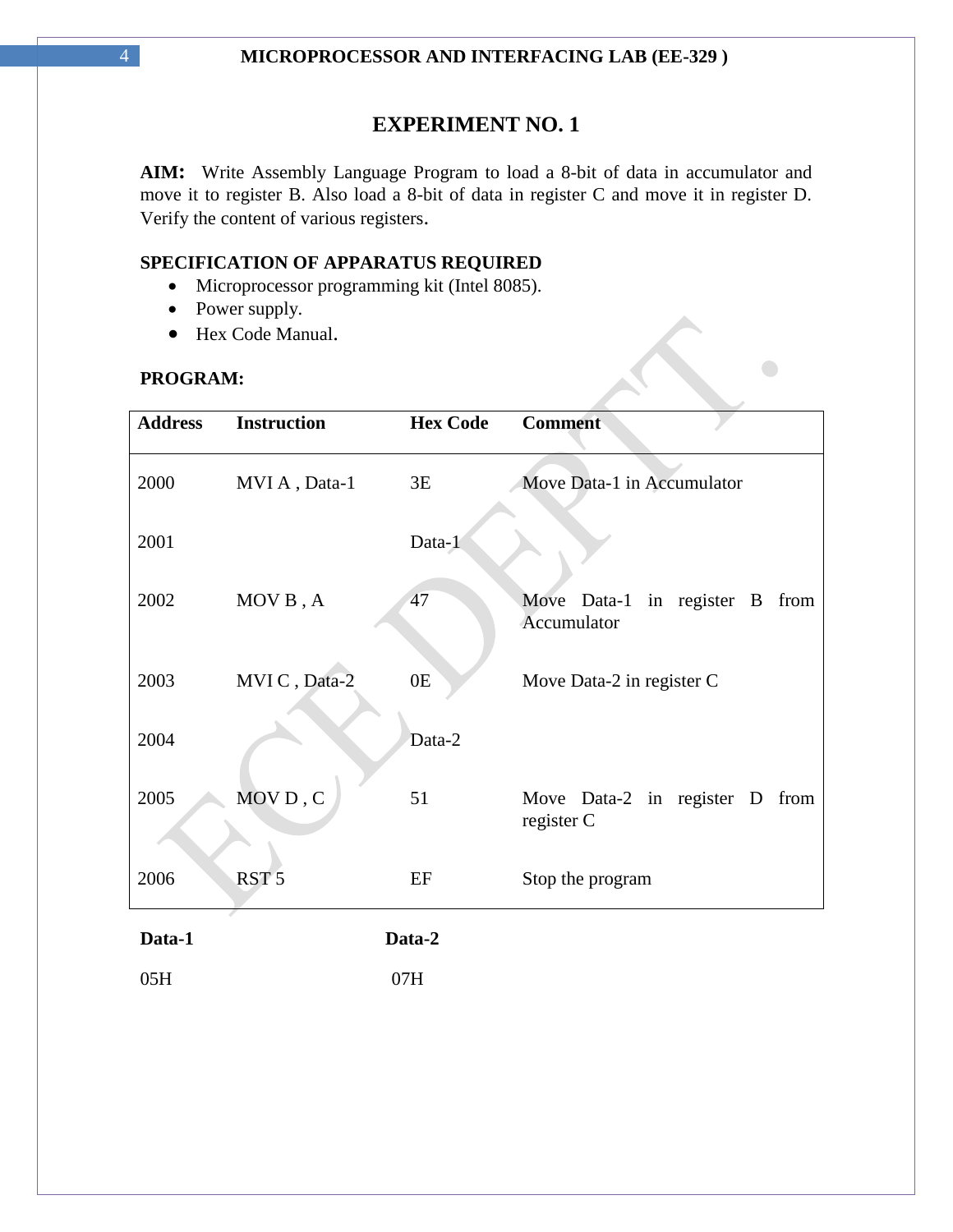# EXPERIMENT NO. 1

**AIM:** Write Assembly Language Program to load a 8-bit of data in accumulator and move it to register B. Also load a 8-bit of data in register C and move it in register D. Verify the content of various registers.

**SPECIFICATION OF APPARATUS REQUIRED**

- Microprocessor programming kit (Intel 8085).
- Power supply.
- Hex Code Manual.

**PROGRAM:**

| Address | Instruction | Hex Code | Comment |
|---|---|---|---|
| 2000 | MVI A , Data-1 | 3E | Move Data-1 in Accumulator |
| 2001 | | Data-1 | |
| 2002 | MOV B , A | 47 | Move Data-1 in register B from Accumulator |
| 2003 | MVI C , Data-2 | 0E | Move Data-2 in register C |
| 2004 | | Data-2 | |
| 2005 | MOV D , C | 51 | Move Data-2 in register D from register C |
| 2006 | RST 5 | EF | Stop the program |

| Data-1 | Data-2 |
|---|---|
| 05H | 07H |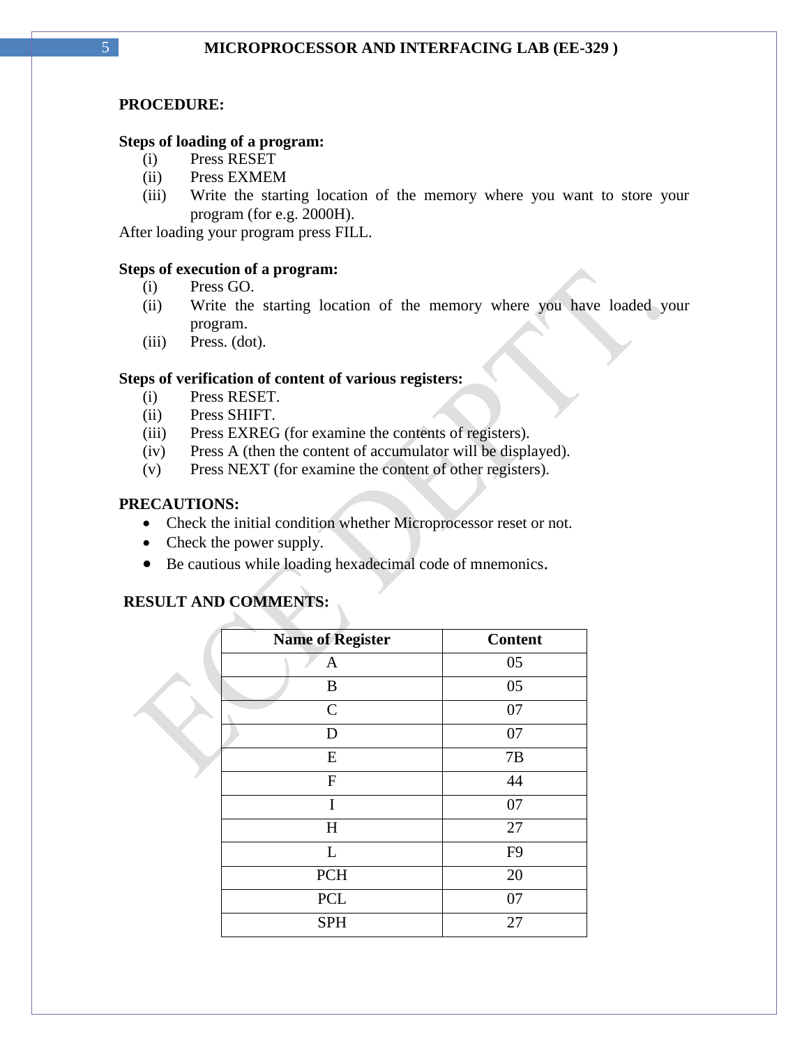**PROCEDURE:**

**Steps of loading of a program:**

(i) Press RESET
(ii) Press EXMEM
(iii) Write the starting location of the memory where you want to store your program (for e.g. 2000H).

After loading your program press FILL.

**Steps of execution of a program:**

(i) Press GO.
(ii) Write the starting location of the memory where you have loaded your program.
(iii) Press. (dot).

**Steps of verification of content of various registers:**

(i) Press RESET.
(ii) Press SHIFT.
(iii) Press EXREG (for examine the contents of registers).
(iv) Press A (then the content of accumulator will be displayed).
(v) Press NEXT (for examine the content of other registers).

**PRECAUTIONS:**

- Check the initial condition whether Microprocessor reset or not.
- Check the power supply.
- Be cautious while loading hexadecimal code of mnemonics.

**RESULT AND COMMENTS:**

| Name of Register | Content |
|---|---|
| A | 05 |
| B | 05 |
| C | 07 |
| D | 07 |
| E | 7B |
| F | 44 |
| I | 07 |
| H | 27 |
| L | F9 |
| PCH | 20 |
| PCL | 07 |
| SPH | 27 |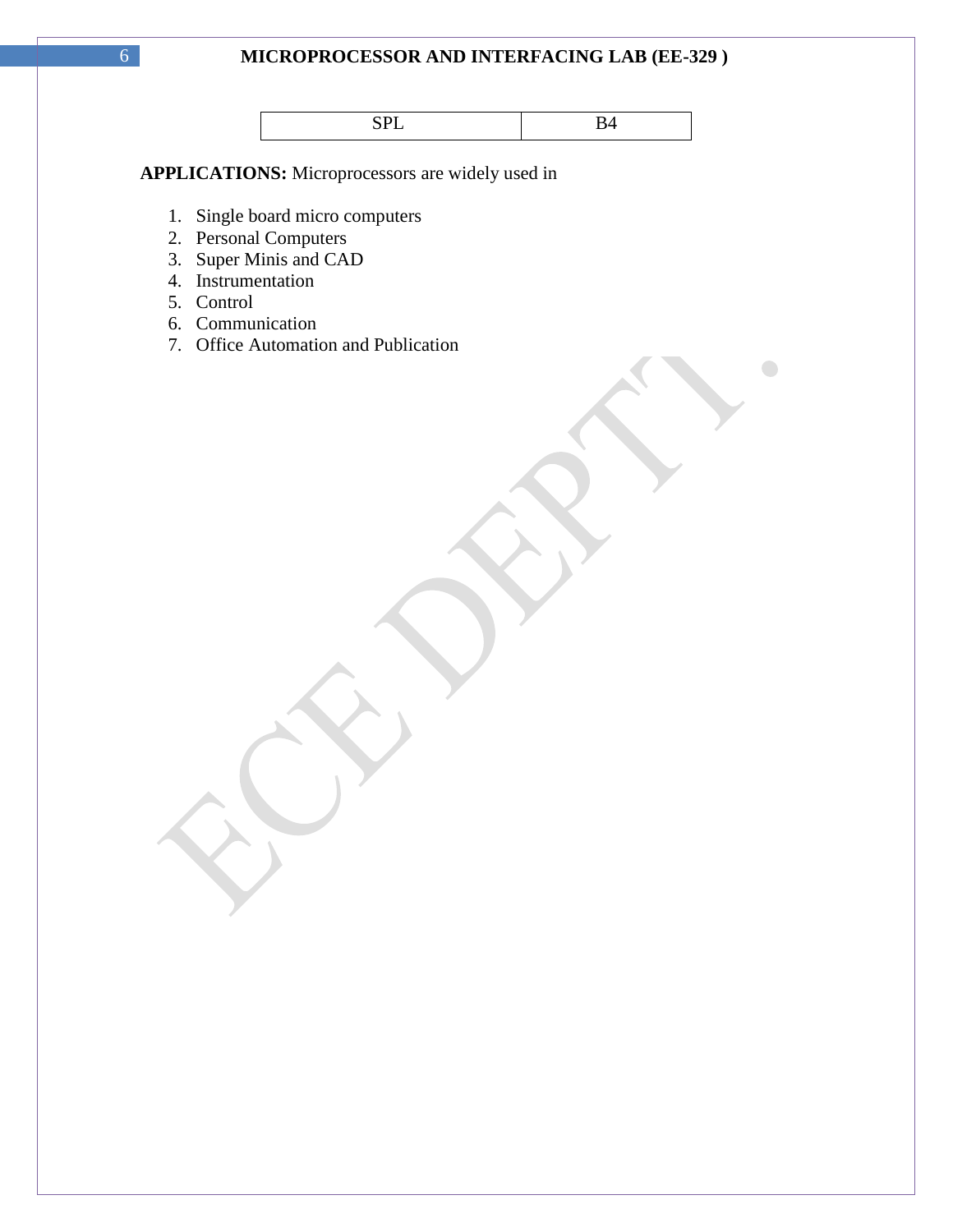| SPL | B4 |
|---|---|

**APPLICATIONS:** Microprocessors are widely used in

1. Single board micro computers
2. Personal Computers
3. Super Minis and CAD
4. Instrumentation
5. Control
6. Communication
7. Office Automation and Publication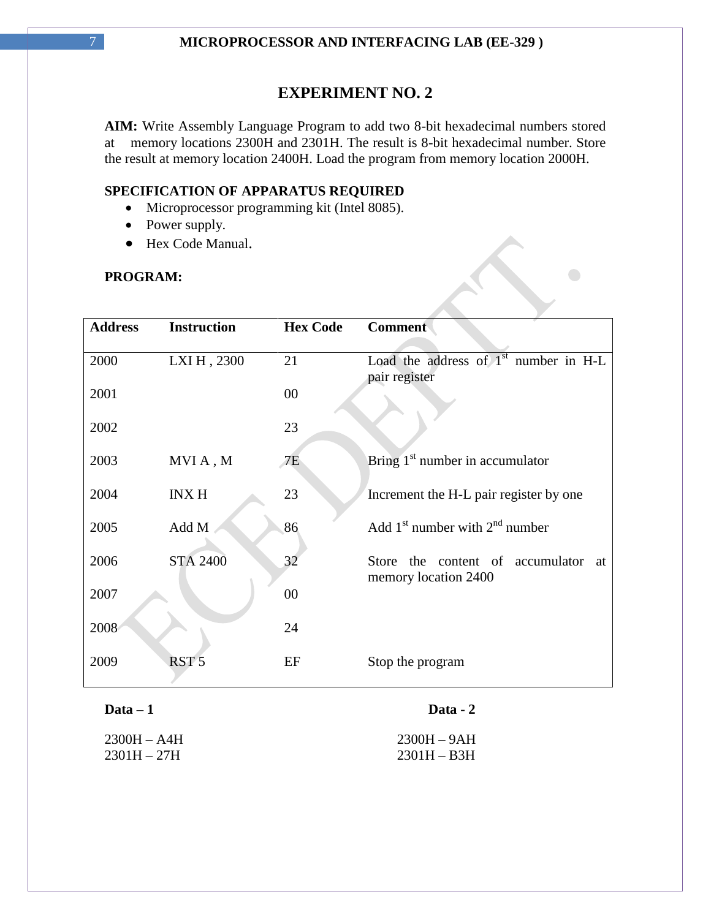# EXPERIMENT NO. 2

**AIM:** Write Assembly Language Program to add two 8-bit hexadecimal numbers stored at memory locations 2300H and 2301H. The result is 8-bit hexadecimal number. Store the result at memory location 2400H. Load the program from memory location 2000H.

**SPECIFICATION OF APPARATUS REQUIRED**

- Microprocessor programming kit (Intel 8085).
- Power supply.
- Hex Code Manual.

**PROGRAM:**

| Address | Instruction | Hex Code | Comment |
|---|---|---|---|
| 2000 | LXI H , 2300 | 21 | Load the address of 1st number in H-L pair register |
| 2001 | | 00 | |
| 2002 | | 23 | |
| 2003 | MVI A , M | 7E | Bring 1st number in accumulator |
| 2004 | INX H | 23 | Increment the H-L pair register by one |
| 2005 | Add M | 86 | Add 1st number with 2nd number |
| 2006 | STA 2400 | 32 | Store the content of accumulator at memory location 2400 |
| 2007 | | 00 | |
| 2008 | | 24 | |
| 2009 | RST 5 | EF | Stop the program |

**Data – 1**

2300H – A4H
2301H – 27H

**Data - 2**

2300H – 9AH
2301H – B3H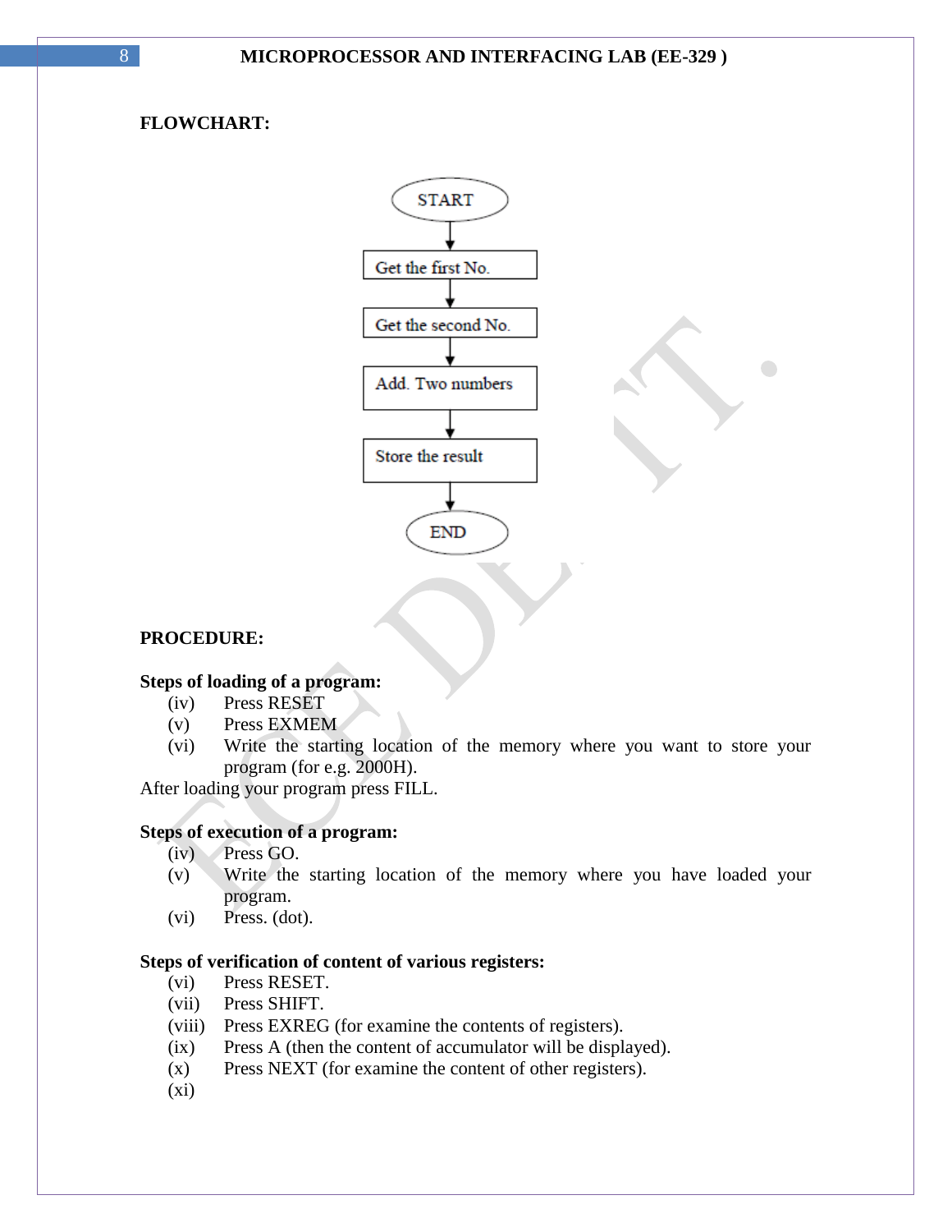**FLOWCHART:**

START → Get the first No. → Get the second No. → Add. Two numbers → Store the result → END

**PROCEDURE:**

**Steps of loading of a program:**

(iv) Press RESET
(v) Press EXMEM
(vi) Write the starting location of the memory where you want to store your program (for e.g. 2000H).

After loading your program press FILL.

**Steps of execution of a program:**

(iv) Press GO.
(v) Write the starting location of the memory where you have loaded your program.
(vi) Press. (dot).

**Steps of verification of content of various registers:**

(vi) Press RESET.
(vii) Press SHIFT.
(viii) Press EXREG (for examine the contents of registers).
(ix) Press A (then the content of accumulator will be displayed).
(x) Press NEXT (for examine the content of other registers).
(xi)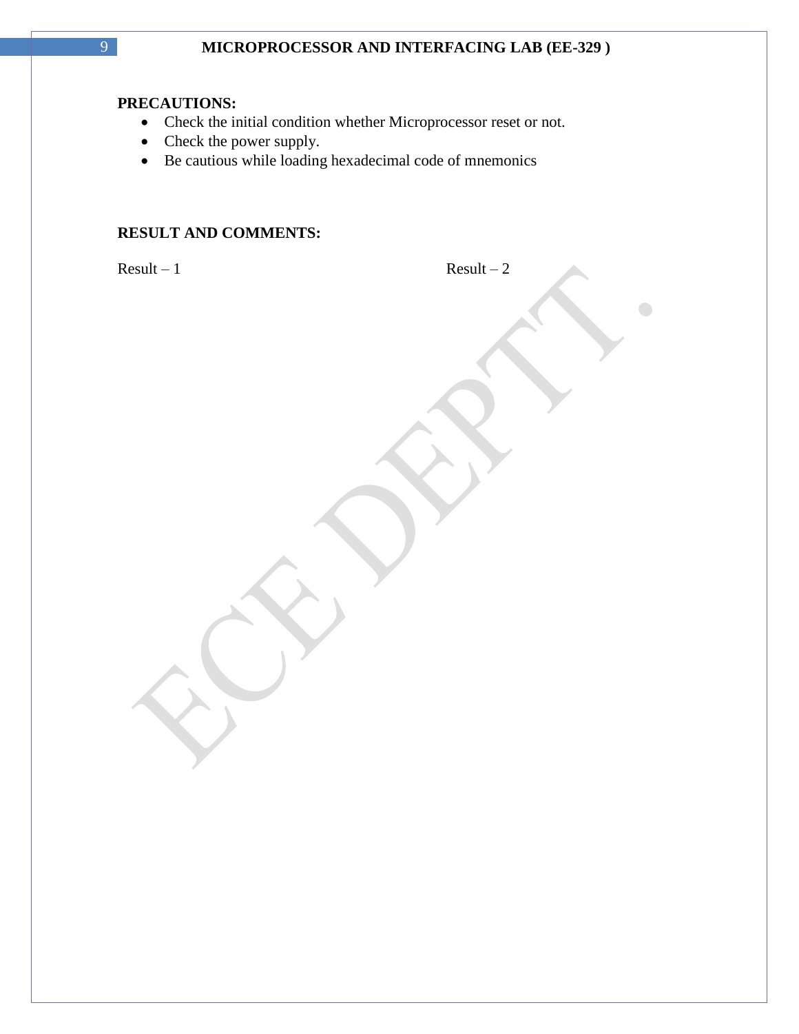**PRECAUTIONS:**

- Check the initial condition whether Microprocessor reset or not.
- Check the power supply.
- Be cautious while loading hexadecimal code of mnemonics

**RESULT AND COMMENTS:**

Result – 1

Result – 2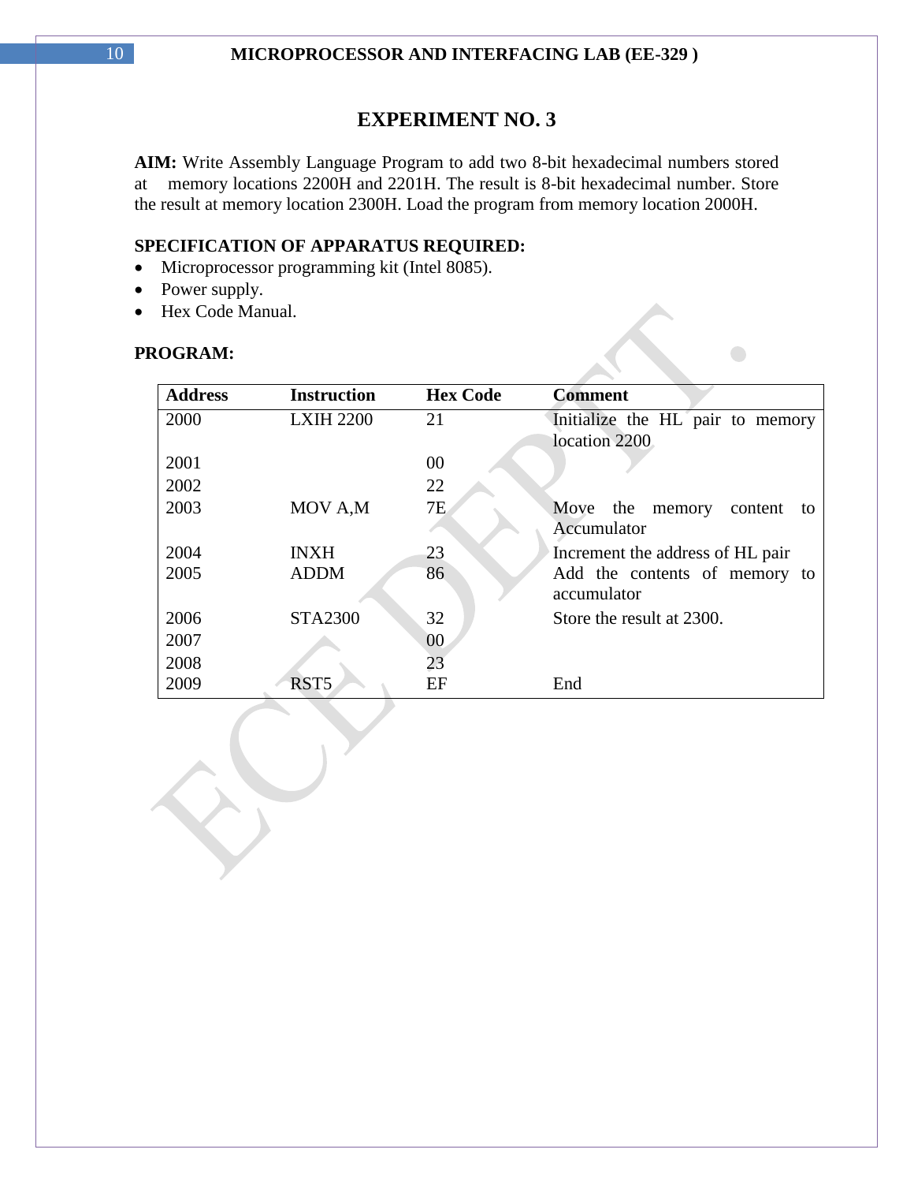## EXPERIMENT NO. 3

**AIM:** Write Assembly Language Program to add two 8-bit hexadecimal numbers stored at memory locations 2200H and 2201H. The result is 8-bit hexadecimal number. Store the result at memory location 2300H. Load the program from memory location 2000H.

**SPECIFICATION OF APPARATUS REQUIRED:**

- Microprocessor programming kit (Intel 8085).
- Power supply.
- Hex Code Manual.

**PROGRAM:**

| Address | Instruction | Hex Code | Comment |
|---|---|---|---|
| 2000 | LXIH 2200 | 21 | Initialize the HL pair to memory location 2200 |
| 2001 | | 00 | |
| 2002 | | 22 | |
| 2003 | MOV A,M | 7E | Move the memory content to Accumulator |
| 2004 | INXH | 23 | Increment the address of HL pair |
| 2005 | ADDM | 86 | Add the contents of memory to accumulator |
| 2006 | STA2300 | 32 | Store the result at 2300. |
| 2007 | | 00 | |
| 2008 | | 23 | |
| 2009 | RST5 | EF | End |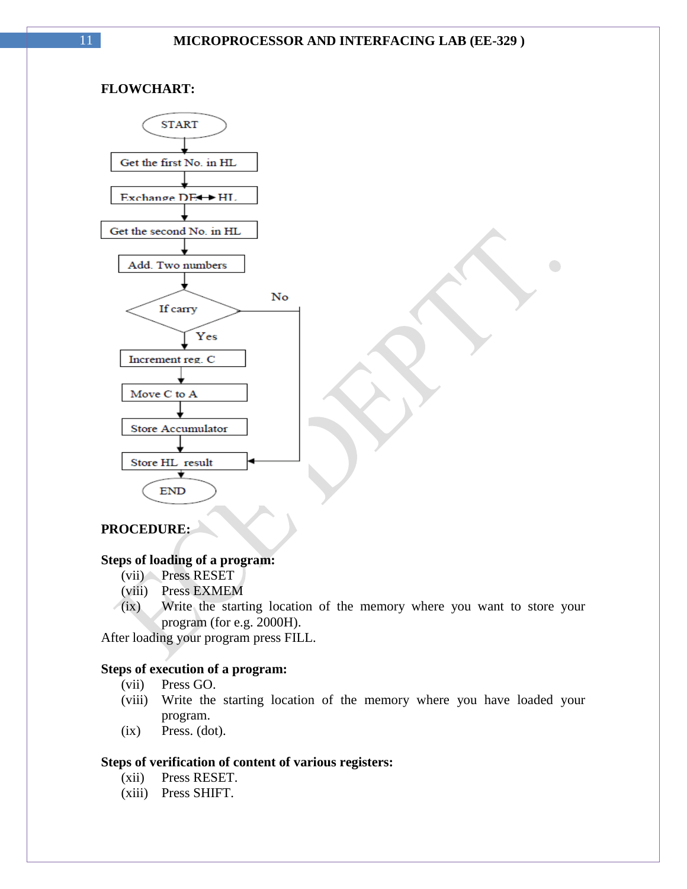**FLOWCHART:**

START → Get the first No. in HL → Exchange DE↔HL → Get the second No. in HL → Add. Two numbers → If carry

- Yes → Increment reg. C → Move C to A → Store Accumulator → Store HL result
- No → Store HL result

→ END

**PROCEDURE:**

**Steps of loading of a program:**

(vii) Press RESET
(viii) Press EXMEM
(ix) Write the starting location of the memory where you want to store your program (for e.g. 2000H).

After loading your program press FILL.

**Steps of execution of a program:**

(vii) Press GO.
(viii) Write the starting location of the memory where you have loaded your program.
(ix) Press. (dot).

**Steps of verification of content of various registers:**

(xii) Press RESET.
(xiii) Press SHIFT.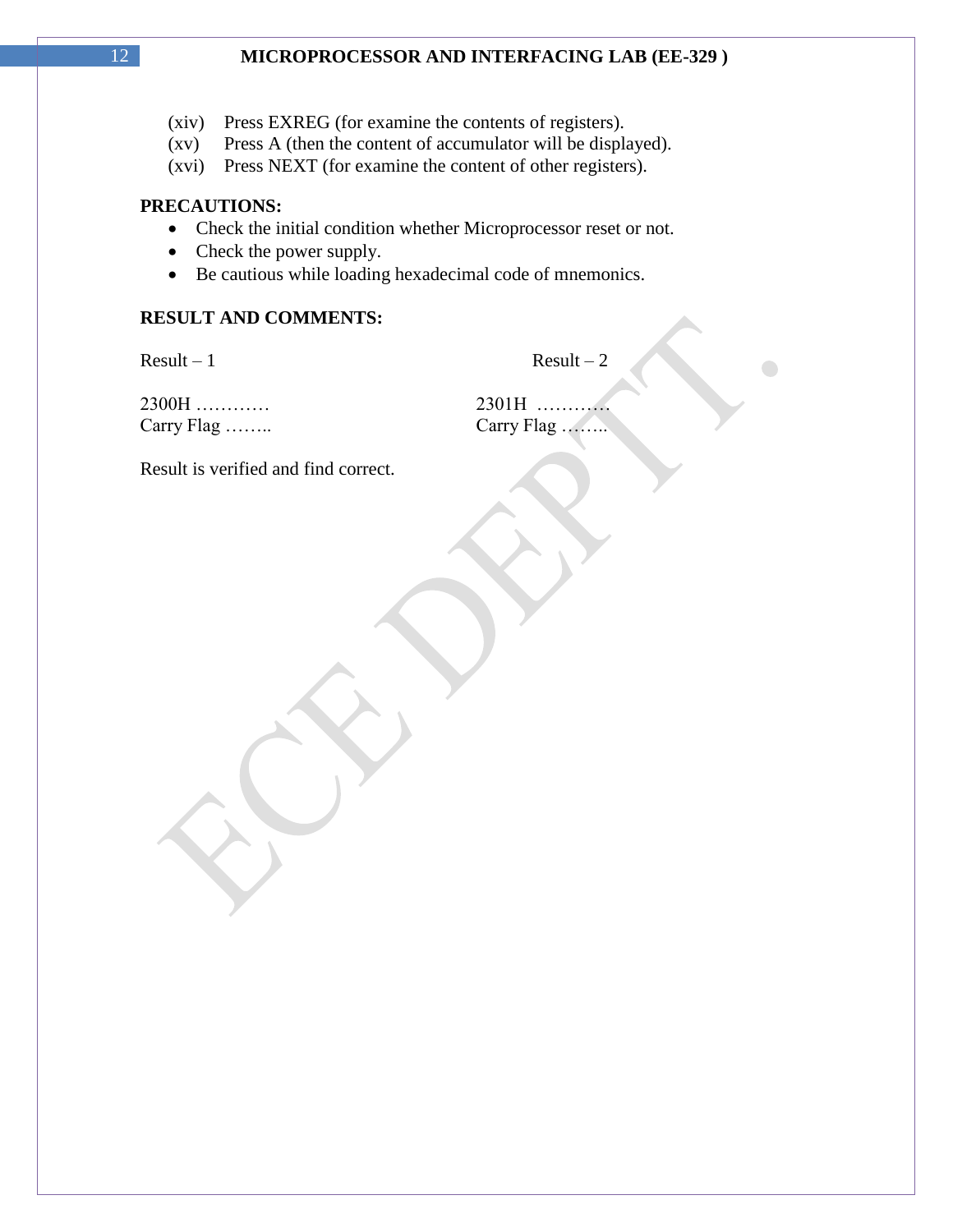(xiv) Press EXREG (for examine the contents of registers).
(xv) Press A (then the content of accumulator will be displayed).
(xvi) Press NEXT (for examine the content of other registers).

**PRECAUTIONS:**

- Check the initial condition whether Microprocessor reset or not.
- Check the power supply.
- Be cautious while loading hexadecimal code of mnemonics.

**RESULT AND COMMENTS:**

| Result – 1 | Result – 2 |
|---|---|
| 2300H ………… | 2301H ………… |
| Carry Flag …….. | Carry Flag …….. |

Result is verified and find correct.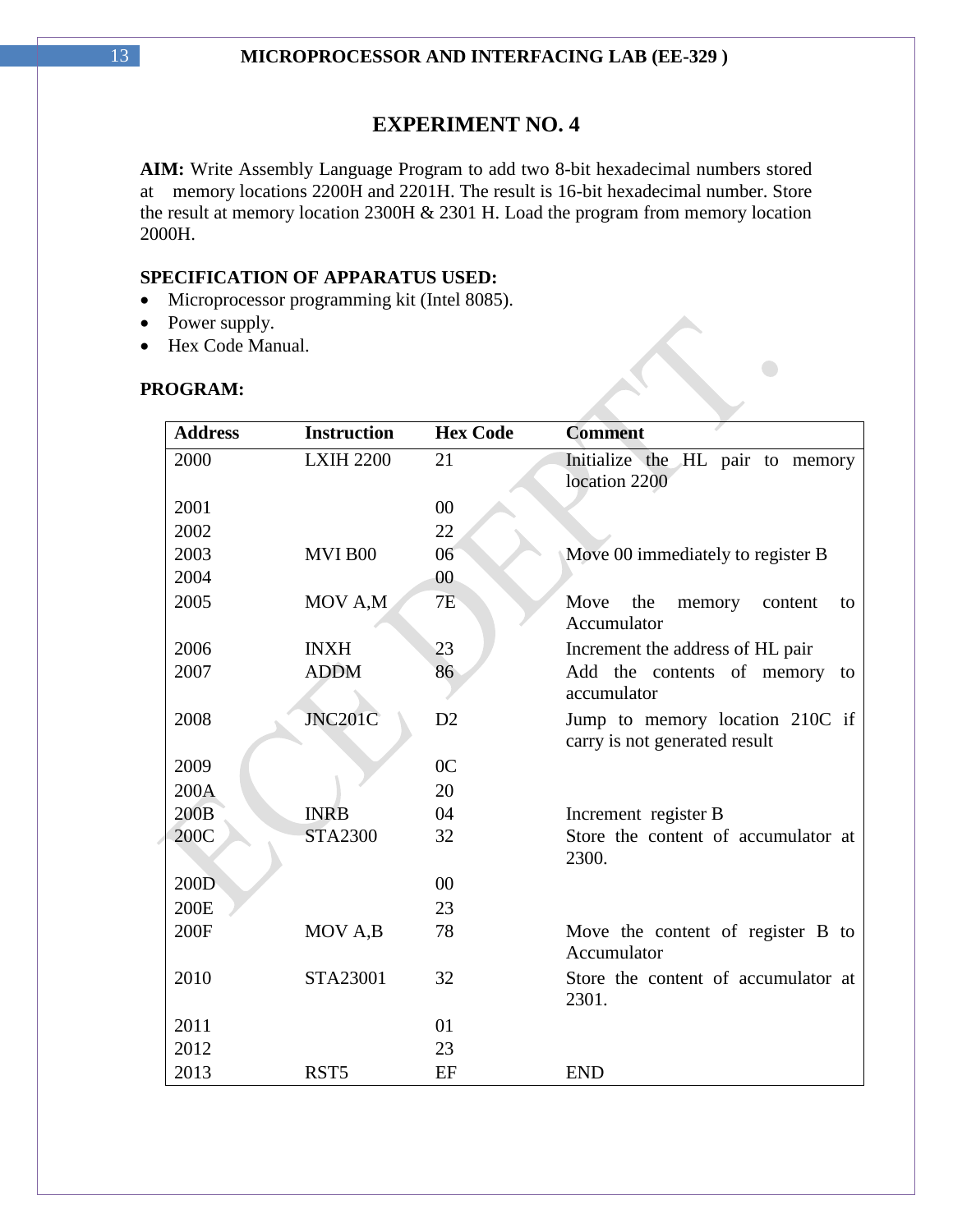# EXPERIMENT NO. 4

**AIM:** Write Assembly Language Program to add two 8-bit hexadecimal numbers stored at memory locations 2200H and 2201H. The result is 16-bit hexadecimal number. Store the result at memory location 2300H & 2301 H. Load the program from memory location 2000H.

**SPECIFICATION OF APPARATUS USED:**

- Microprocessor programming kit (Intel 8085).
- Power supply.
- Hex Code Manual.

**PROGRAM:**

| Address | Instruction | Hex Code | Comment |
|---|---|---|---|
| 2000 | LXIH 2200 | 21 | Initialize the HL pair to memory location 2200 |
| 2001 | | 00 | |
| 2002 | | 22 | |
| 2003 | MVI B00 | 06 | Move 00 immediately to register B |
| 2004 | | 00 | |
| 2005 | MOV A,M | 7E | Move the memory content to Accumulator |
| 2006 | INXH | 23 | Increment the address of HL pair |
| 2007 | ADDM | 86 | Add the contents of memory to accumulator |
| 2008 | JNC201C | D2 | Jump to memory location 210C if carry is not generated result |
| 2009 | | 0C | |
| 200A | | 20 | |
| 200B | INRB | 04 | Increment register B |
| 200C | STA2300 | 32 | Store the content of accumulator at 2300. |
| 200D | | 00 | |
| 200E | | 23 | |
| 200F | MOV A,B | 78 | Move the content of register B to Accumulator |
| 2010 | STA23001 | 32 | Store the content of accumulator at 2301. |
| 2011 | | 01 | |
| 2012 | | 23 | |
| 2013 | RST5 | EF | END |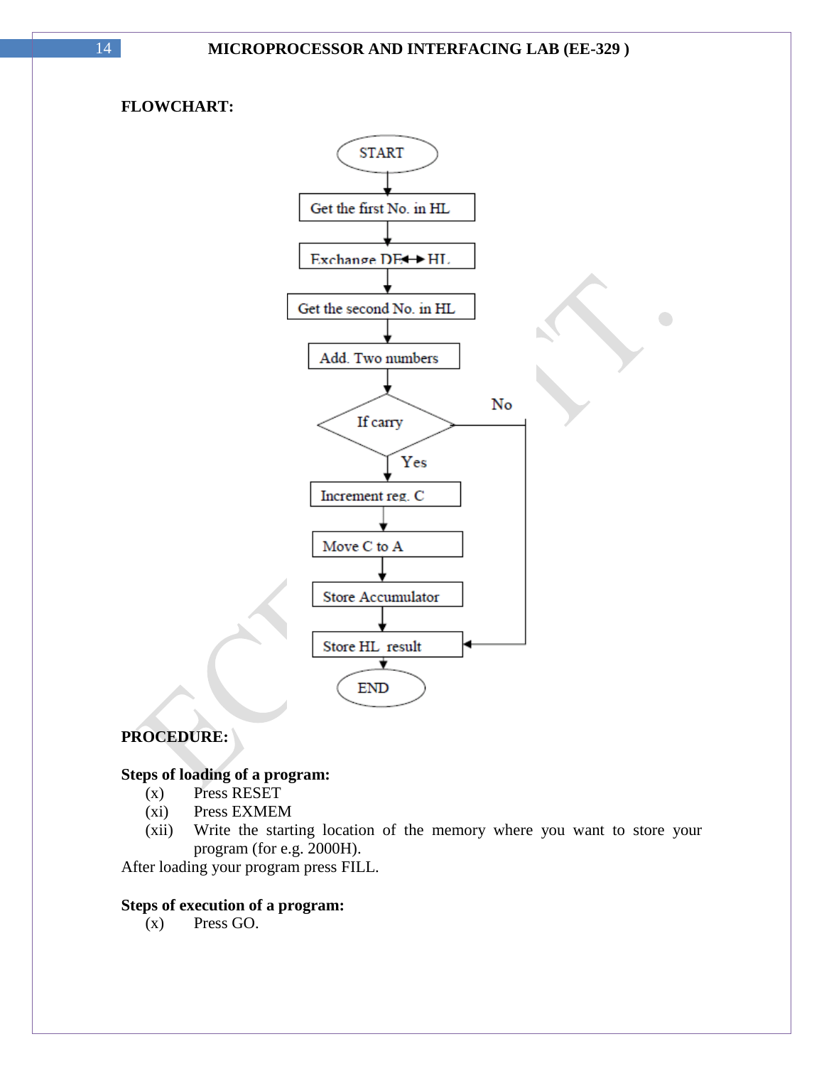**FLOWCHART:**

START → Get the first No. in HL → Exchange DE↔HL → Get the second No. in HL → Add. Two numbers → If carry (Yes → Increment reg. C → Move C to A → Store Accumulator → Store HL result; No → Store HL result) → END

**PROCEDURE:**

**Steps of loading of a program:**

(x) Press RESET

(xi) Press EXMEM

(xii) Write the starting location of the memory where you want to store your program (for e.g. 2000H).

After loading your program press FILL.

**Steps of execution of a program:**

(x) Press GO.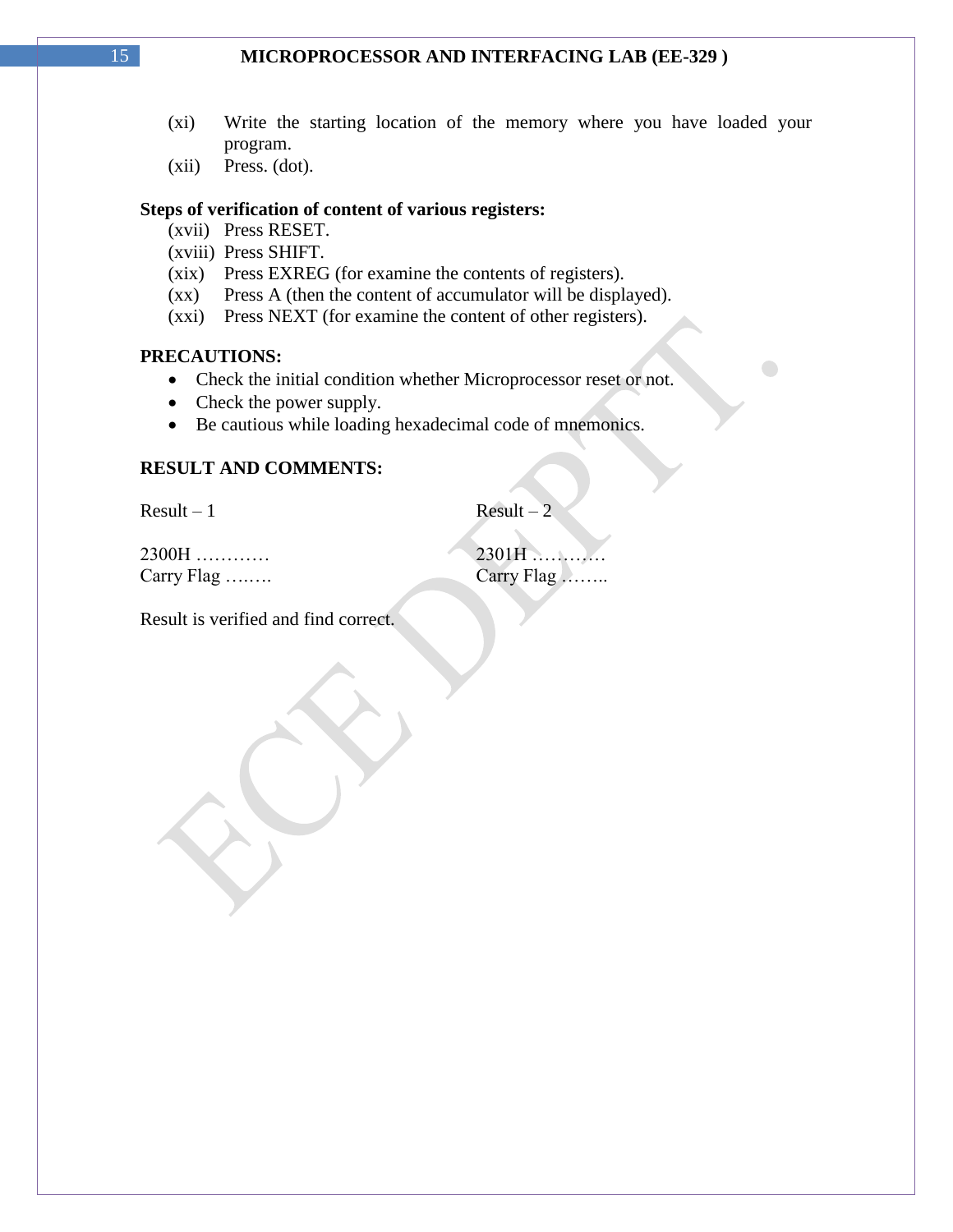(xi) Write the starting location of the memory where you have loaded your program.

(xii) Press. (dot).

**Steps of verification of content of various registers:**

(xvii) Press RESET.

(xviii) Press SHIFT.

(xix) Press EXREG (for examine the contents of registers).

(xx) Press A (then the content of accumulator will be displayed).

(xxi) Press NEXT (for examine the content of other registers).

**PRECAUTIONS:**

- Check the initial condition whether Microprocessor reset or not.
- Check the power supply.
- Be cautious while loading hexadecimal code of mnemonics.

**RESULT AND COMMENTS:**

Result – 1

2300H …………
Carry Flag ….….

Result – 2

2301H …………
Carry Flag ……..

Result is verified and find correct.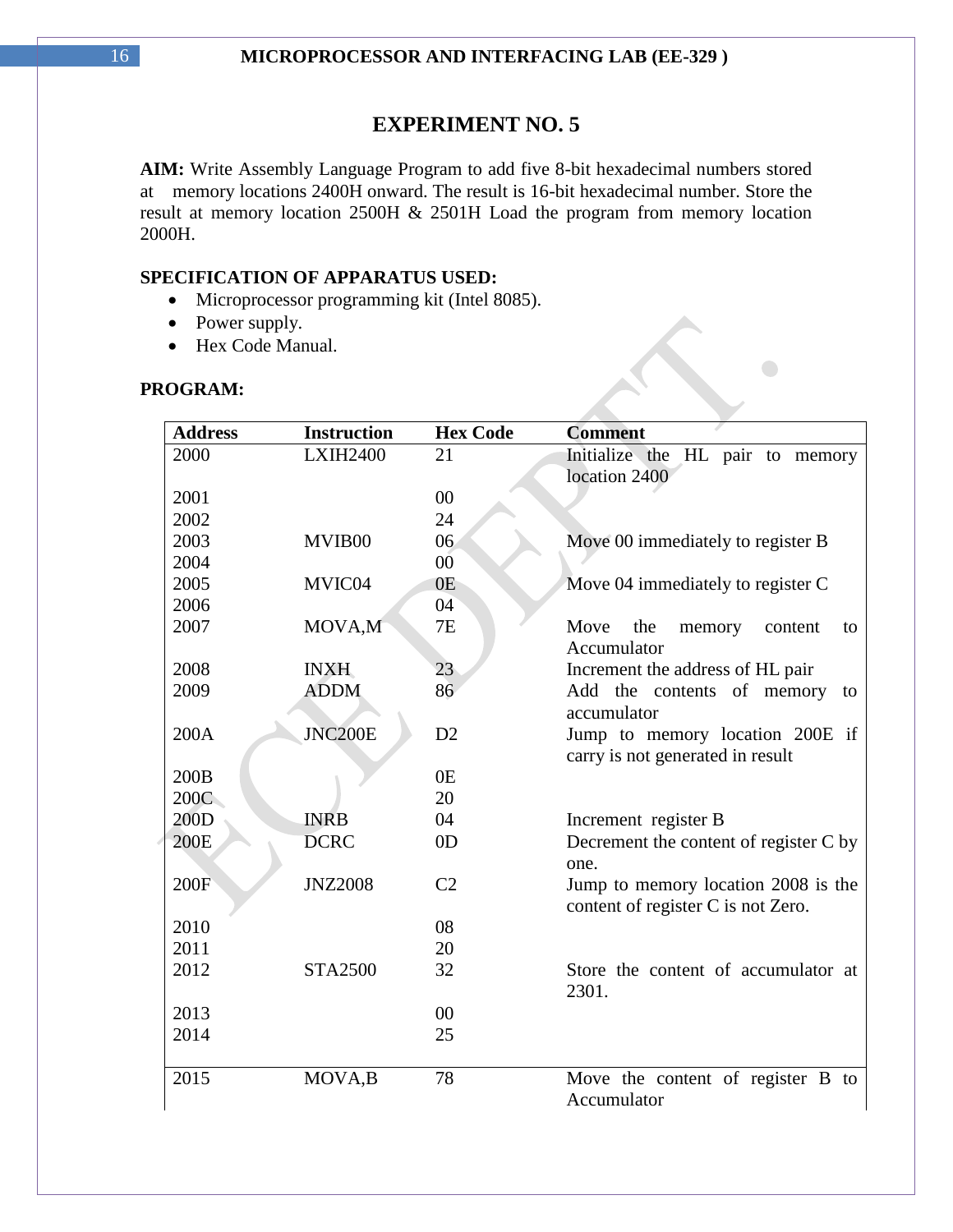# EXPERIMENT NO. 5

**AIM:** Write Assembly Language Program to add five 8-bit hexadecimal numbers stored at memory locations 2400H onward. The result is 16-bit hexadecimal number. Store the result at memory location 2500H & 2501H Load the program from memory location 2000H.

**SPECIFICATION OF APPARATUS USED:**

- Microprocessor programming kit (Intel 8085).
- Power supply.
- Hex Code Manual.

**PROGRAM:**

| Address | Instruction | Hex Code | Comment |
|---|---|---|---|
| 2000 | LXIH2400 | 21 | Initialize the HL pair to memory location 2400 |
| 2001 | | 00 | |
| 2002 | | 24 | |
| 2003 | MVIB00 | 06 | Move 00 immediately to register B |
| 2004 | | 00 | |
| 2005 | MVIC04 | 0E | Move 04 immediately to register C |
| 2006 | | 04 | |
| 2007 | MOVA,M | 7E | Move the memory content to Accumulator |
| 2008 | INXH | 23 | Increment the address of HL pair |
| 2009 | ADDM | 86 | Add the contents of memory to accumulator |
| 200A | JNC200E | D2 | Jump to memory location 200E if carry is not generated in result |
| 200B | | 0E | |
| 200C | | 20 | |
| 200D | INRB | 04 | Increment register B |
| 200E | DCRC | 0D | Decrement the content of register C by one. |
| 200F | JNZ2008 | C2 | Jump to memory location 2008 is the content of register C is not Zero. |
| 2010 | | 08 | |
| 2011 | | 20 | |
| 2012 | STA2500 | 32 | Store the content of accumulator at 2301. |
| 2013 | | 00 | |
| 2014 | | 25 | |
| 2015 | MOVA,B | 78 | Move the content of register B to Accumulator |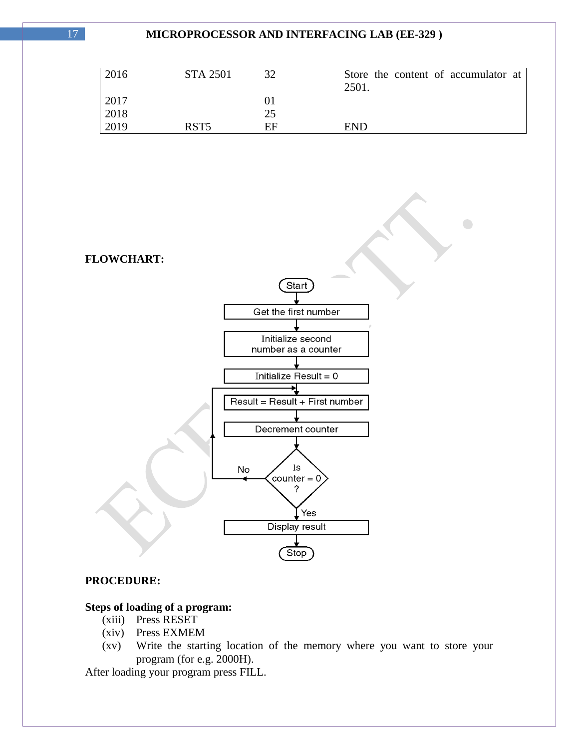| 2016 | STA 2501 | 32 | Store the content of accumulator at 2501. |
|---|---|---|---|
| 2017 | | 01 | |
| 2018 | | 25 | |
| 2019 | RST5 | EF | END |

**FLOWCHART:**

Start → Get the first number → Initialize second number as a counter → Initialize Result = 0 → Result = Result + First number → Decrement counter → Is counter = 0 ? (No → back to Result = Result + First number; Yes →) Display result → Stop

**PROCEDURE:**

**Steps of loading of a program:**

(xiii) Press RESET

(xiv) Press EXMEM

(xv) Write the starting location of the memory where you want to store your program (for e.g. 2000H).

After loading your program press FILL.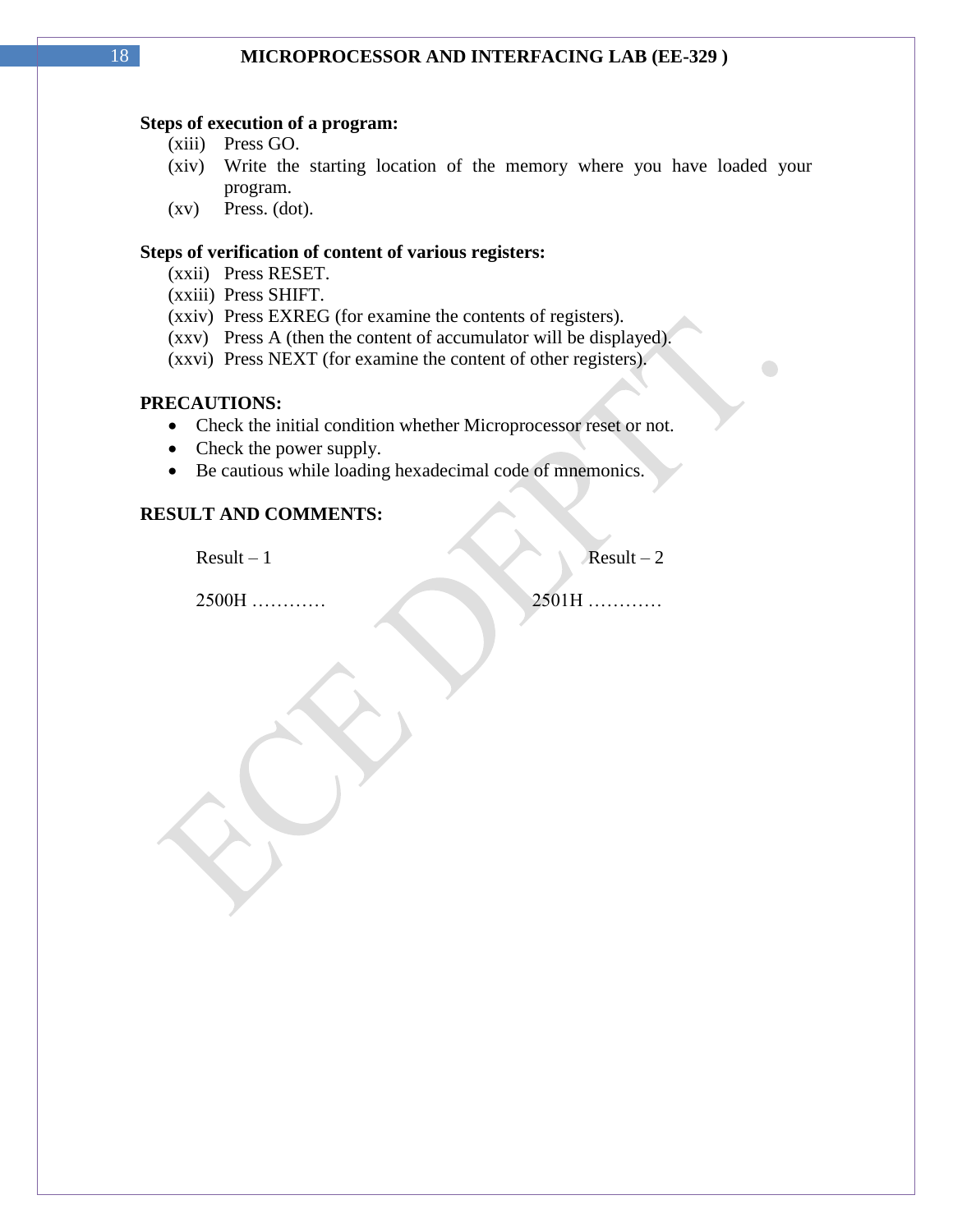**Steps of execution of a program:**

(xiii) Press GO.

(xiv) Write the starting location of the memory where you have loaded your program.

(xv) Press. (dot).

**Steps of verification of content of various registers:**

(xxii) Press RESET.

(xxiii) Press SHIFT.

(xxiv) Press EXREG (for examine the contents of registers).

(xxv) Press A (then the content of accumulator will be displayed).

(xxvi) Press NEXT (for examine the content of other registers).

**PRECAUTIONS:**

- Check the initial condition whether Microprocessor reset or not.
- Check the power supply.
- Be cautious while loading hexadecimal code of mnemonics.

**RESULT AND COMMENTS:**

Result – 1 — 2500H …………

Result – 2 — 2501H …………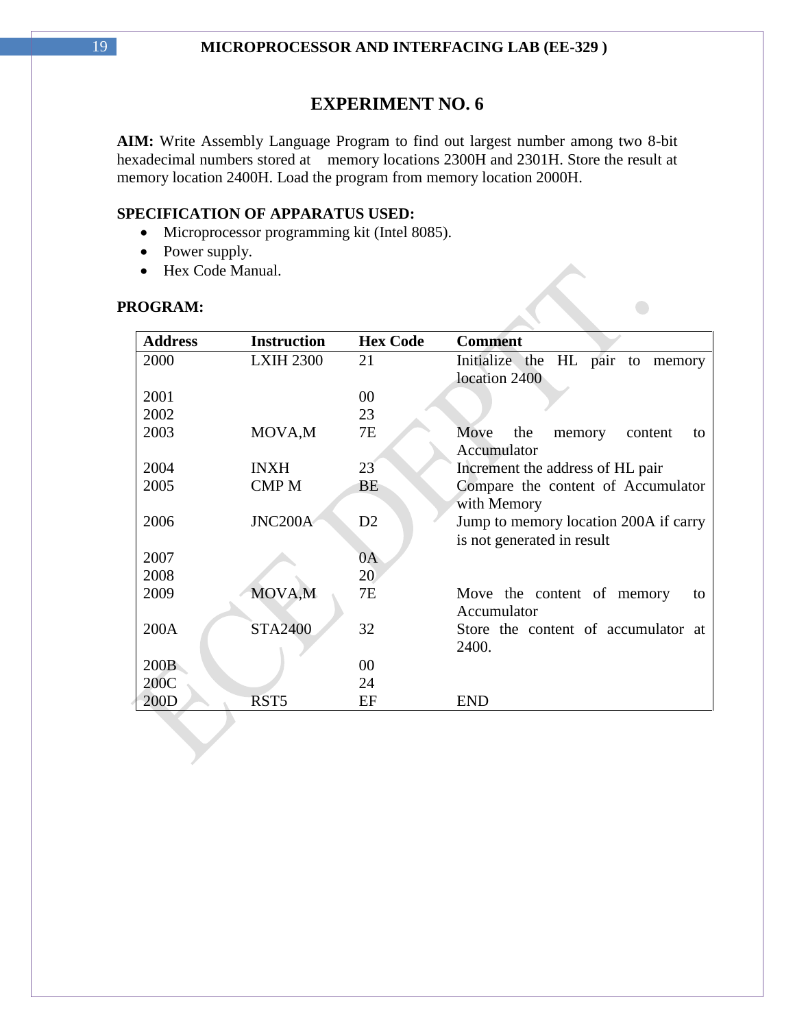# EXPERIMENT NO. 6

**AIM:** Write Assembly Language Program to find out largest number among two 8-bit hexadecimal numbers stored at memory locations 2300H and 2301H. Store the result at memory location 2400H. Load the program from memory location 2000H.

**SPECIFICATION OF APPARATUS USED:**

- Microprocessor programming kit (Intel 8085).
- Power supply.
- Hex Code Manual.

**PROGRAM:**

| Address | Instruction | Hex Code | Comment |
|---|---|---|---|
| 2000 | LXIH 2300 | 21 | Initialize the HL pair to memory location 2400 |
| 2001 | | 00 | |
| 2002 | | 23 | |
| 2003 | MOVA,M | 7E | Move the memory content to Accumulator |
| 2004 | INXH | 23 | Increment the address of HL pair |
| 2005 | CMP M | BE | Compare the content of Accumulator with Memory |
| 2006 | JNC200A | D2 | Jump to memory location 200A if carry is not generated in result |
| 2007 | | 0A | |
| 2008 | | 20 | |
| 2009 | MOVA,M | 7E | Move the content of memory to Accumulator |
| 200A | STA2400 | 32 | Store the content of accumulator at 2400. |
| 200B | | 00 | |
| 200C | | 24 | |
| 200D | RST5 | EF | END |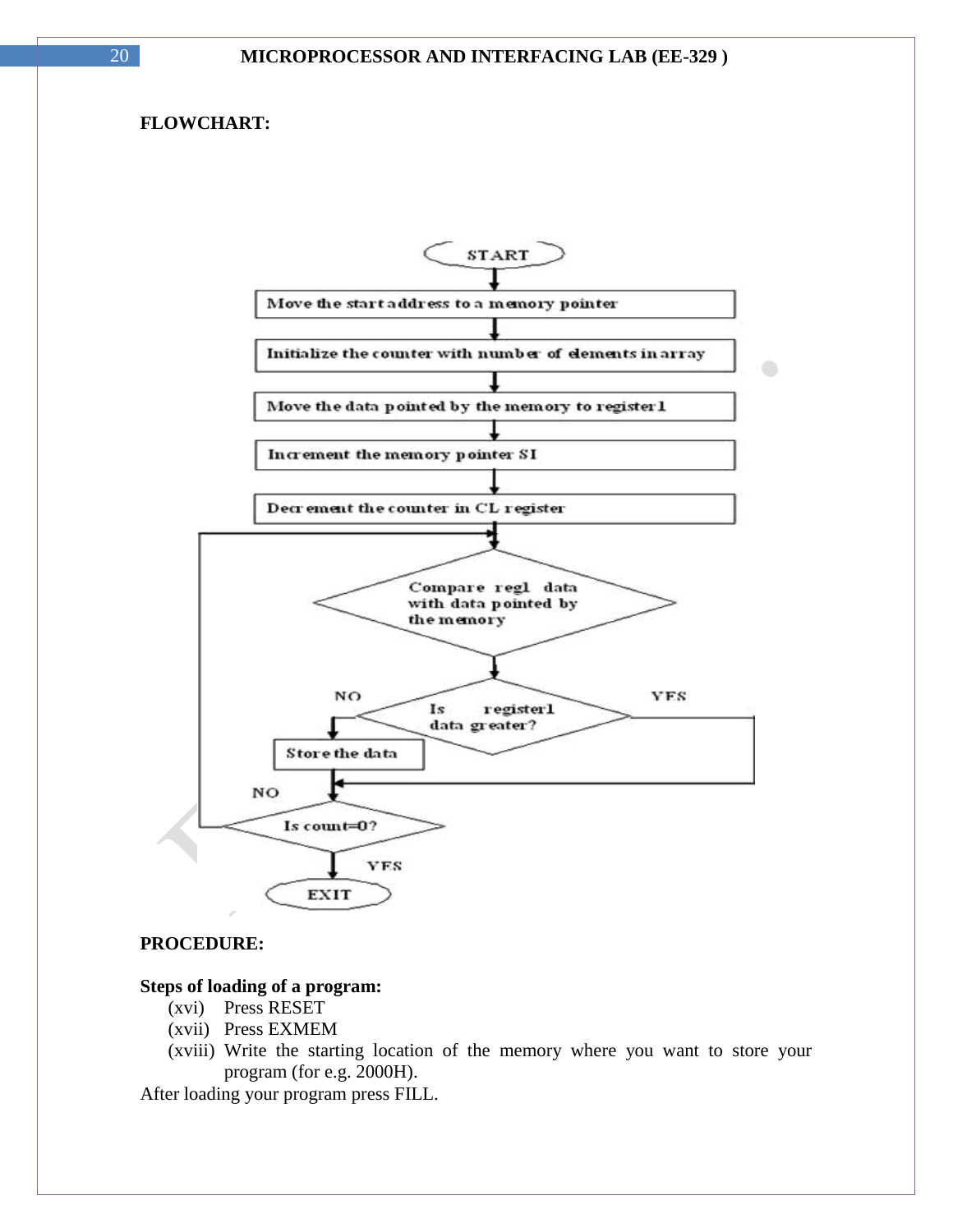**FLOWCHART:**

START

Move the start address to a memory pointer

Initialize the counter with number of elements in array

Move the data pointed by the memory to register1

Increment the memory pointer SI

Decrement the counter in CL register

Compare reg1 data with data pointed by the memory

Is register1 data greater?

NO → Store the data

YES

Is count=0?

NO

YES

EXIT

**PROCEDURE:**

**Steps of loading of a program:**

(xvi) Press RESET
(xvii) Press EXMEM
(xviii) Write the starting location of the memory where you want to store your program (for e.g. 2000H).

After loading your program press FILL.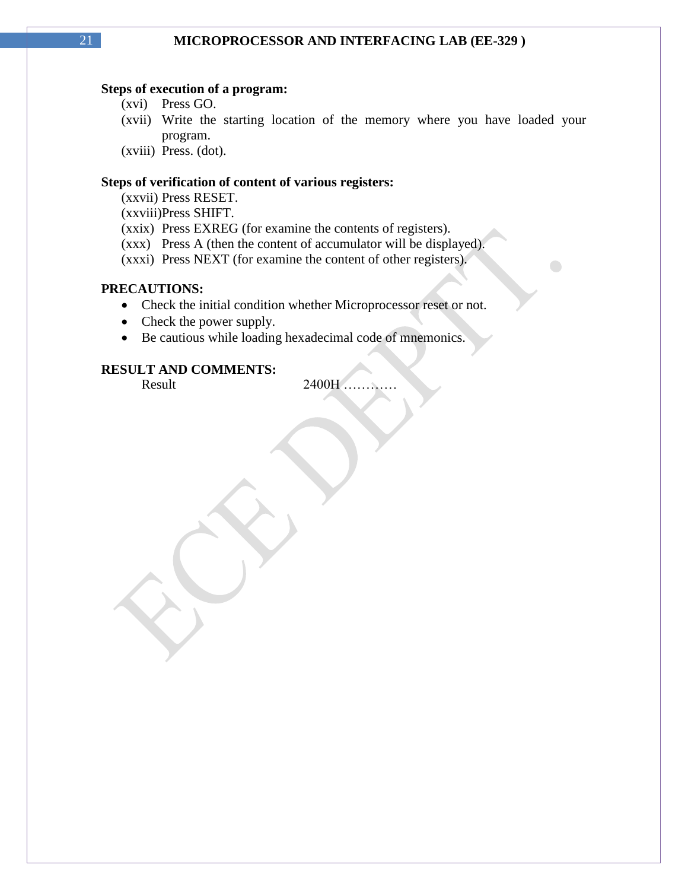**Steps of execution of a program:**

(xvi) Press GO.

(xvii) Write the starting location of the memory where you have loaded your program.

(xviii) Press. (dot).

**Steps of verification of content of various registers:**

(xxvii) Press RESET.

(xxviii)Press SHIFT.

(xxix) Press EXREG (for examine the contents of registers).

(xxx) Press A (then the content of accumulator will be displayed).

(xxxi) Press NEXT (for examine the content of other registers).

**PRECAUTIONS:**

- Check the initial condition whether Microprocessor reset or not.
- Check the power supply.
- Be cautious while loading hexadecimal code of mnemonics.

**RESULT AND COMMENTS:**

Result 2400H …………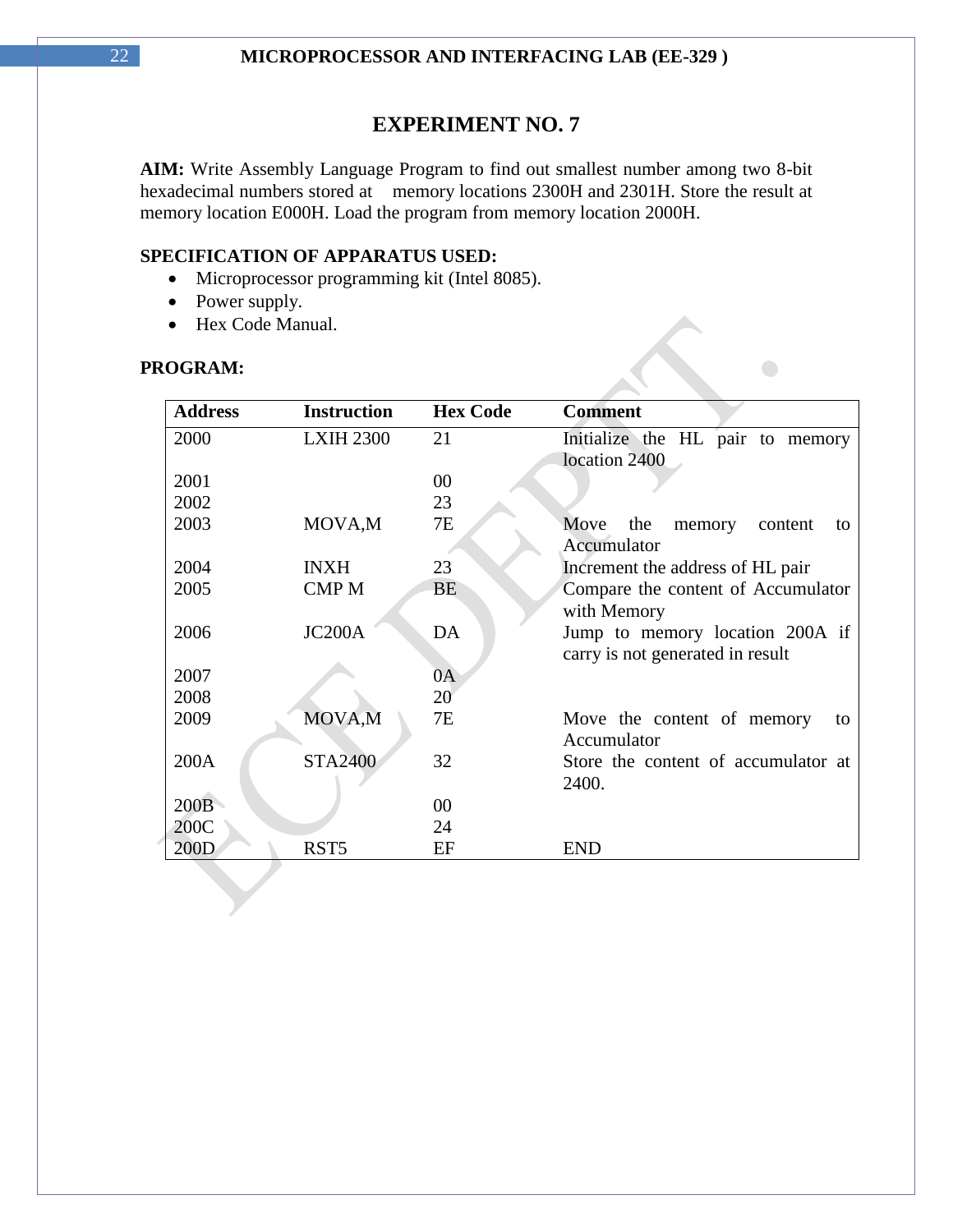## EXPERIMENT NO. 7

**AIM:** Write Assembly Language Program to find out smallest number among two 8-bit hexadecimal numbers stored at memory locations 2300H and 2301H. Store the result at memory location E000H. Load the program from memory location 2000H.

**SPECIFICATION OF APPARATUS USED:**

- Microprocessor programming kit (Intel 8085).
- Power supply.
- Hex Code Manual.

**PROGRAM:**

| Address | Instruction | Hex Code | Comment |
|---|---|---|---|
| 2000 | LXIH 2300 | 21 | Initialize the HL pair to memory location 2400 |
| 2001 | | 00 | |
| 2002 | | 23 | |
| 2003 | MOVA,M | 7E | Move the memory content to Accumulator |
| 2004 | INXH | 23 | Increment the address of HL pair |
| 2005 | CMP M | BE | Compare the content of Accumulator with Memory |
| 2006 | JC200A | DA | Jump to memory location 200A if carry is not generated in result |
| 2007 | | 0A | |
| 2008 | | 20 | |
| 2009 | MOVA,M | 7E | Move the content of memory to Accumulator |
| 200A | STA2400 | 32 | Store the content of accumulator at 2400. |
| 200B | | 00 | |
| 200C | | 24 | |
| 200D | RST5 | EF | END |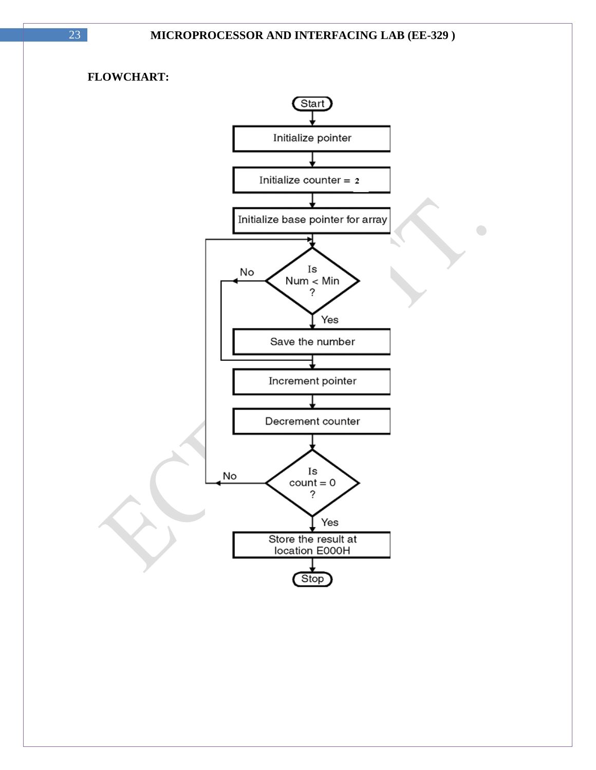**FLOWCHART:**

Start

Initialize pointer

Initialize counter = 2

Initialize base pointer for array

Is Num < Min ? — No / Yes

Save the number

Increment pointer

Decrement counter

Is count = 0 ? — No / Yes

Store the result at location E000H

Stop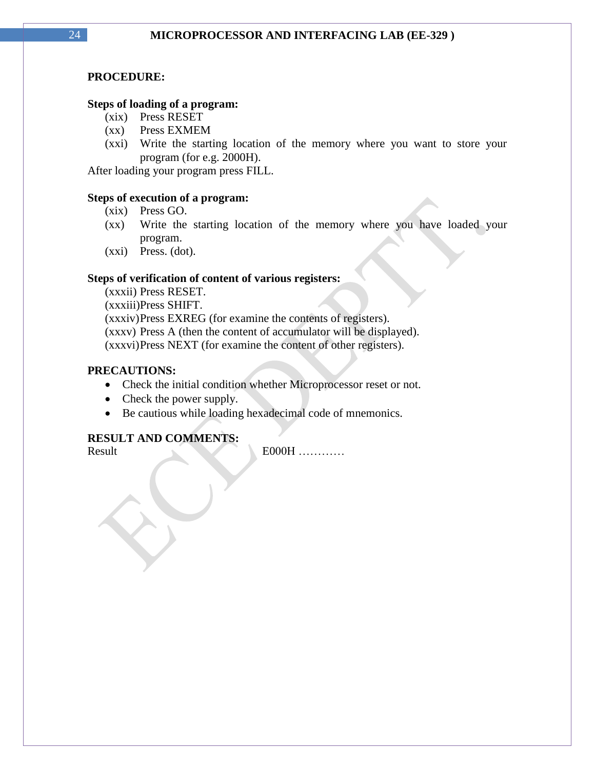**PROCEDURE:**

**Steps of loading of a program:**

(xix) Press RESET
(xx) Press EXMEM
(xxi) Write the starting location of the memory where you want to store your program (for e.g. 2000H).

After loading your program press FILL.

**Steps of execution of a program:**

(xix) Press GO.
(xx) Write the starting location of the memory where you have loaded your program.
(xxi) Press. (dot).

**Steps of verification of content of various registers:**

(xxxii) Press RESET.
(xxxiii) Press SHIFT.
(xxxiv) Press EXREG (for examine the contents of registers).
(xxxv) Press A (then the content of accumulator will be displayed).
(xxxvi) Press NEXT (for examine the content of other registers).

**PRECAUTIONS:**

- Check the initial condition whether Microprocessor reset or not.
- Check the power supply.
- Be cautious while loading hexadecimal code of mnemonics.

**RESULT AND COMMENTS:**

Result E000H …………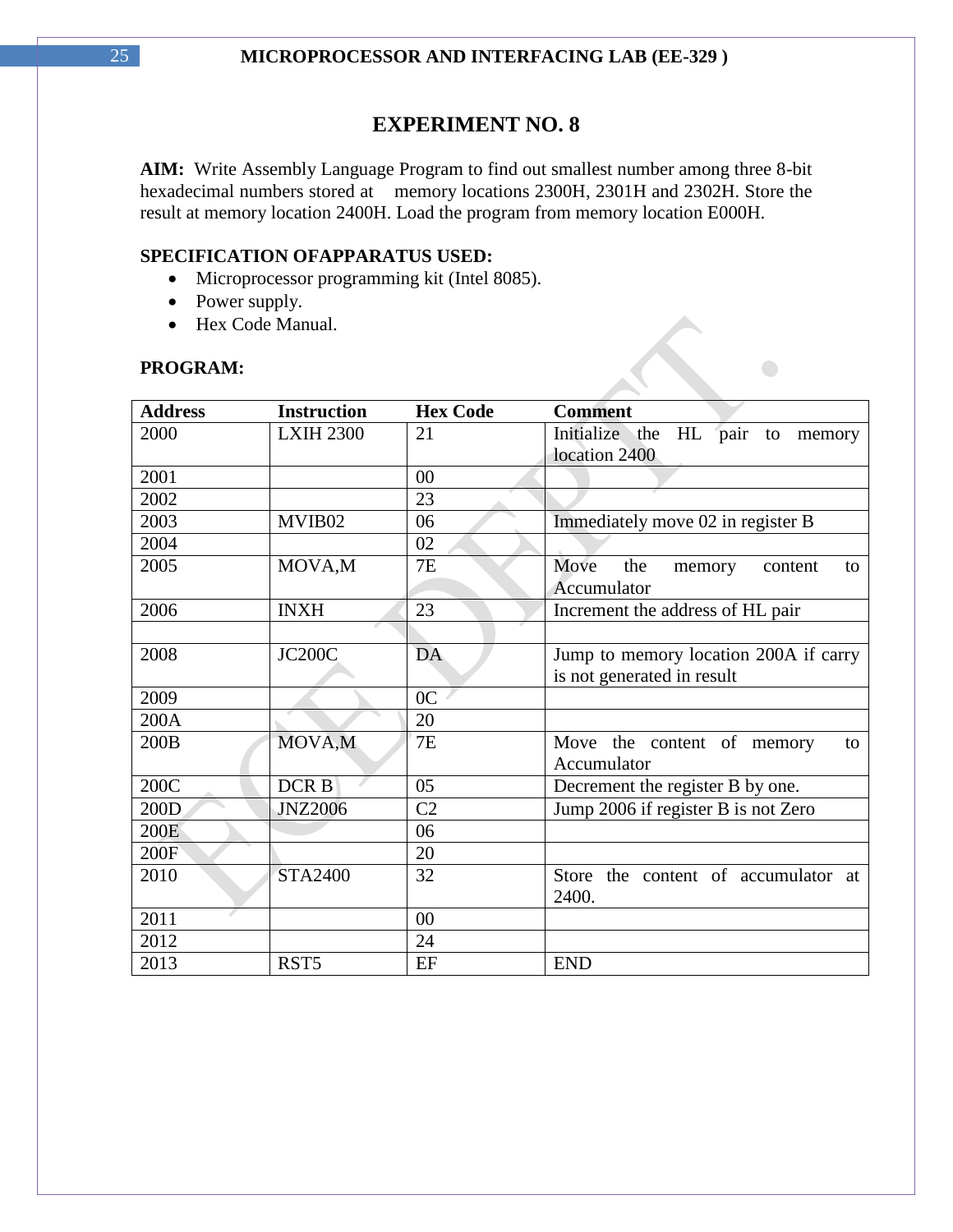# EXPERIMENT NO. 8

**AIM:** Write Assembly Language Program to find out smallest number among three 8-bit hexadecimal numbers stored at memory locations 2300H, 2301H and 2302H. Store the result at memory location 2400H. Load the program from memory location E000H.

**SPECIFICATION OFAPPARATUS USED:**

- Microprocessor programming kit (Intel 8085).
- Power supply.
- Hex Code Manual.

**PROGRAM:**

| Address | Instruction | Hex Code | Comment |
|---|---|---|---|
| 2000 | LXIH 2300 | 21 | Initialize the HL pair to memory location 2400 |
| 2001 | | 00 | |
| 2002 | | 23 | |
| 2003 | MVIB02 | 06 | Immediately move 02 in register B |
| 2004 | | 02 | |
| 2005 | MOVA,M | 7E | Move the memory content to Accumulator |
| 2006 | INXH | 23 | Increment the address of HL pair |
| | | | |
| 2008 | JC200C | DA | Jump to memory location 200A if carry is not generated in result |
| 2009 | | 0C | |
| 200A | | 20 | |
| 200B | MOVA,M | 7E | Move the content of memory to Accumulator |
| 200C | DCR B | 05 | Decrement the register B by one. |
| 200D | JNZ2006 | C2 | Jump 2006 if register B is not Zero |
| 200E | | 06 | |
| 200F | | 20 | |
| 2010 | STA2400 | 32 | Store the content of accumulator at 2400. |
| 2011 | | 00 | |
| 2012 | | 24 | |
| 2013 | RST5 | EF | END |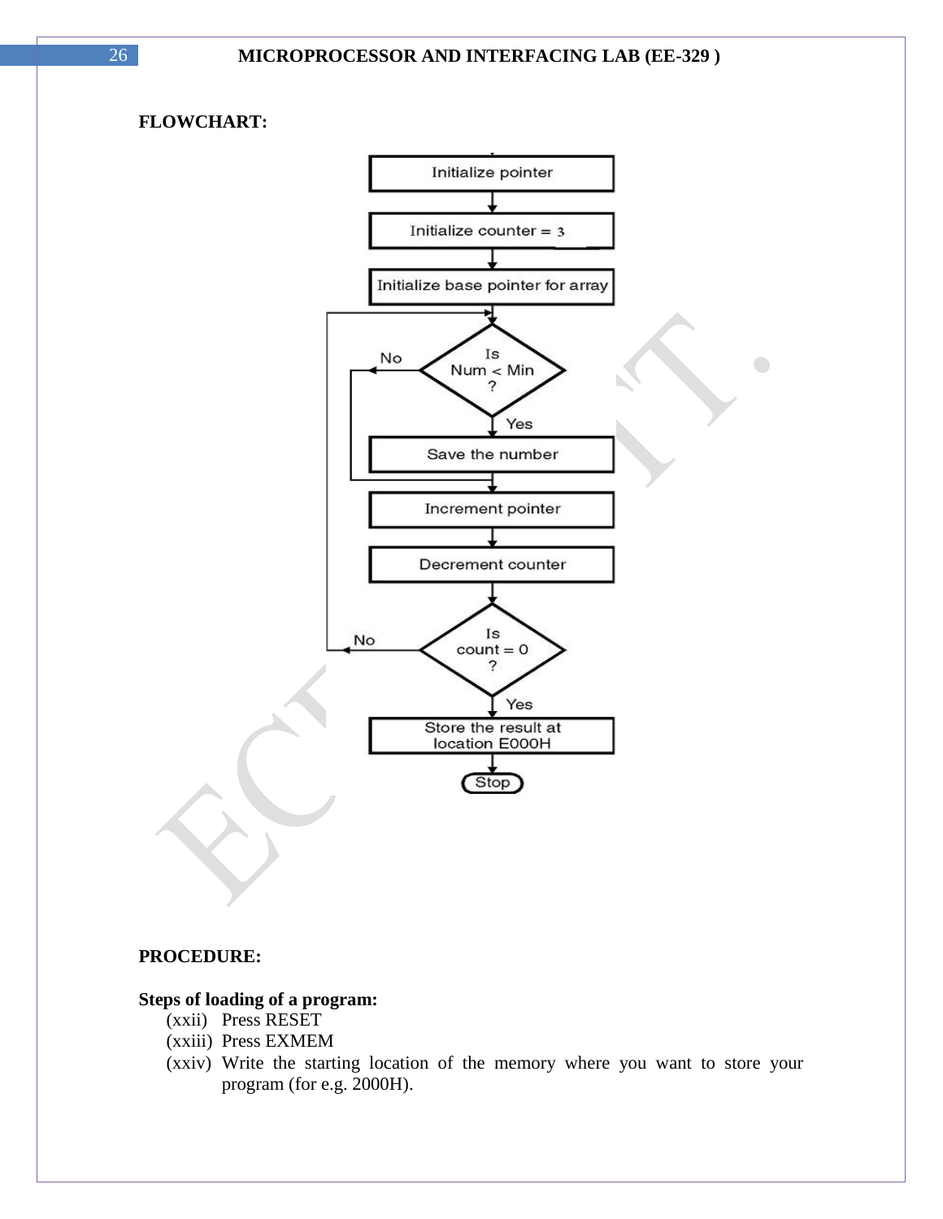**FLOWCHART:**

**PROCEDURE:**

**Steps of loading of a program:**

(xxii) Press RESET

(xxiii) Press EXMEM

(xxiv) Write the starting location of the memory where you want to store your program (for e.g. 2000H).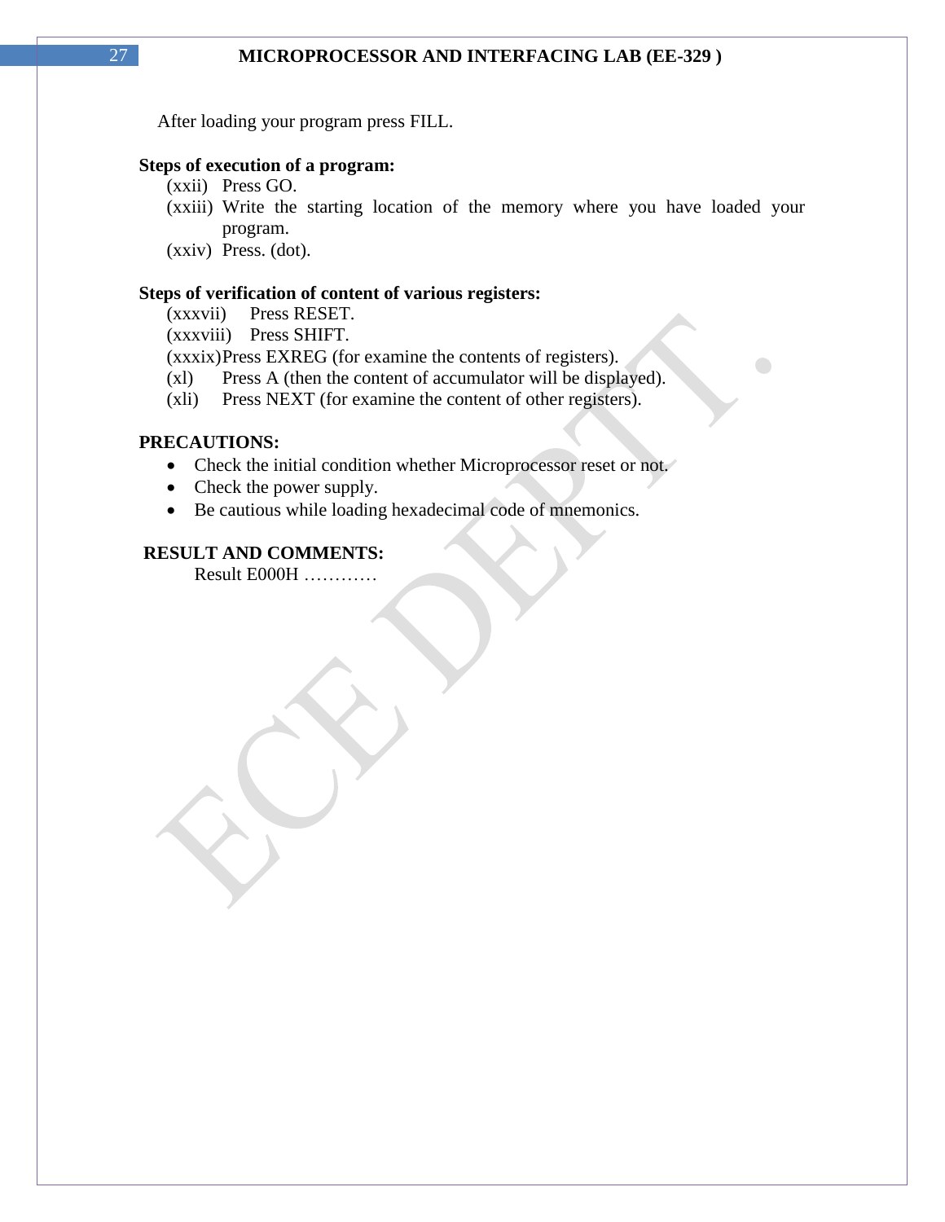After loading your program press FILL.

**Steps of execution of a program:**

(xxii) Press GO.

(xxiii) Write the starting location of the memory where you have loaded your program.

(xxiv) Press. (dot).

**Steps of verification of content of various registers:**

(xxxvii) Press RESET.

(xxxviii) Press SHIFT.

(xxxix) Press EXREG (for examine the contents of registers).

(xl) Press A (then the content of accumulator will be displayed).

(xli) Press NEXT (for examine the content of other registers).

**PRECAUTIONS:**

- Check the initial condition whether Microprocessor reset or not.
- Check the power supply.
- Be cautious while loading hexadecimal code of mnemonics.

**RESULT AND COMMENTS:**

Result E000H …………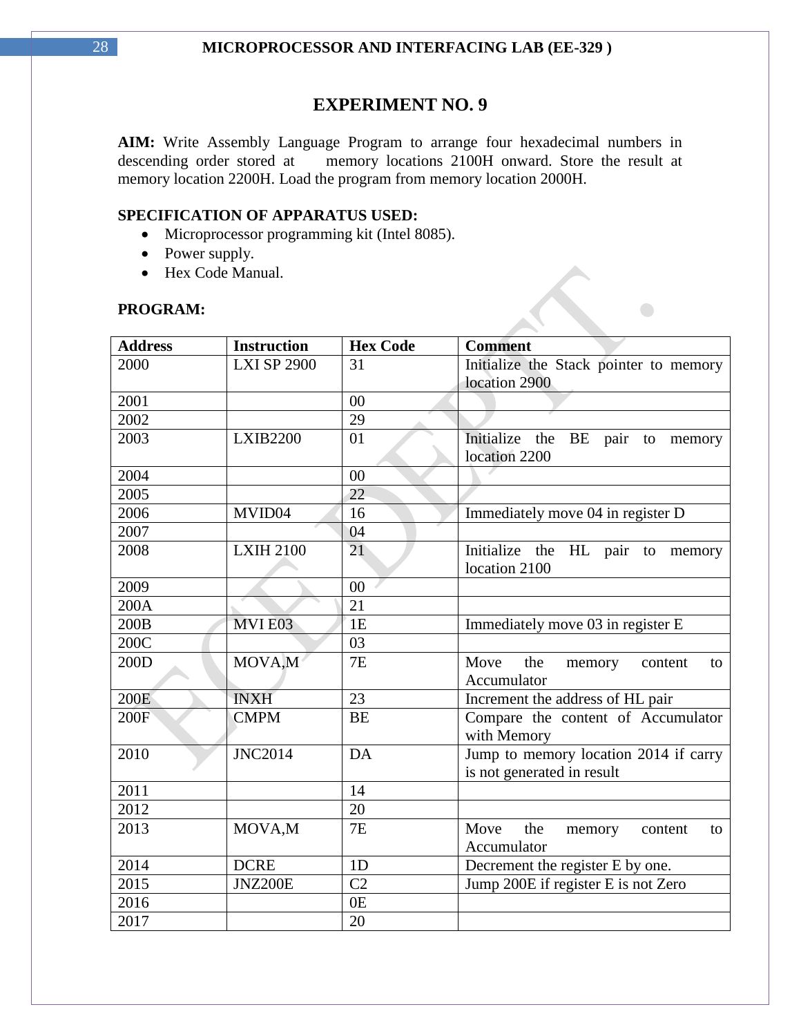# EXPERIMENT NO. 9

**AIM:** Write Assembly Language Program to arrange four hexadecimal numbers in descending order stored at memory locations 2100H onward. Store the result at memory location 2200H. Load the program from memory location 2000H.

**SPECIFICATION OF APPARATUS USED:**

- Microprocessor programming kit (Intel 8085).
- Power supply.
- Hex Code Manual.

**PROGRAM:**

| Address | Instruction | Hex Code | Comment |
|---|---|---|---|
| 2000 | LXI SP 2900 | 31 | Initialize the Stack pointer to memory location 2900 |
| 2001 | | 00 | |
| 2002 | | 29 | |
| 2003 | LXIB2200 | 01 | Initialize the BE pair to memory location 2200 |
| 2004 | | 00 | |
| 2005 | | 22 | |
| 2006 | MVID04 | 16 | Immediately move 04 in register D |
| 2007 | | 04 | |
| 2008 | LXIH 2100 | 21 | Initialize the HL pair to memory location 2100 |
| 2009 | | 00 | |
| 200A | | 21 | |
| 200B | MVI E03 | 1E | Immediately move 03 in register E |
| 200C | | 03 | |
| 200D | MOVA,M | 7E | Move the memory content to Accumulator |
| 200E | INXH | 23 | Increment the address of HL pair |
| 200F | CMPM | BE | Compare the content of Accumulator with Memory |
| 2010 | JNC2014 | DA | Jump to memory location 2014 if carry is not generated in result |
| 2011 | | 14 | |
| 2012 | | 20 | |
| 2013 | MOVA,M | 7E | Move the memory content to Accumulator |
| 2014 | DCRE | 1D | Decrement the register E by one. |
| 2015 | JNZ200E | C2 | Jump 200E if register E is not Zero |
| 2016 | | 0E | |
| 2017 | | 20 | |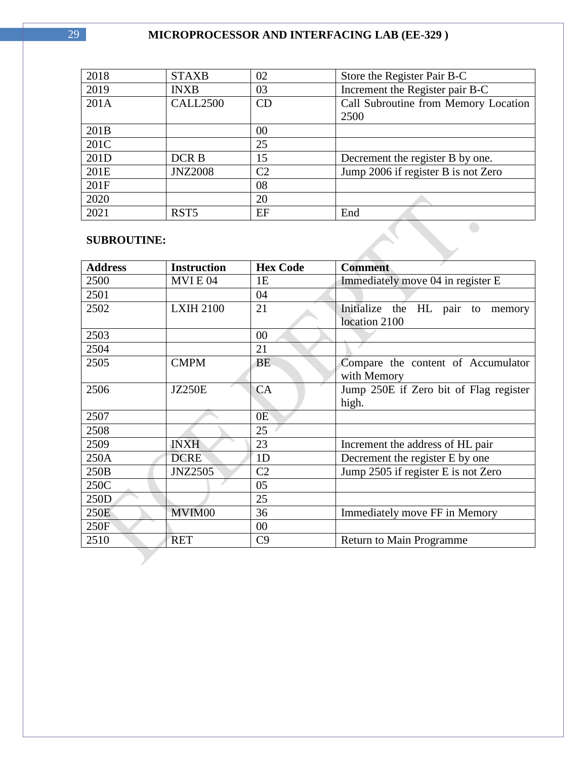| | | | |
|---|---|---|---|
| 2018 | STAXB | 02 | Store the Register Pair B-C |
| 2019 | INXB | 03 | Increment the Register pair B-C |
| 201A | CALL2500 | CD | Call Subroutine from Memory Location 2500 |
| 201B | | 00 | |
| 201C | | 25 | |
| 201D | DCR B | 15 | Decrement the register B by one. |
| 201E | JNZ2008 | C2 | Jump 2006 if register B is not Zero |
| 201F | | 08 | |
| 2020 | | 20 | |
| 2021 | RST5 | EF | End |

**SUBROUTINE:**

| Address | Instruction | Hex Code | Comment |
|---|---|---|---|
| 2500 | MVI E 04 | 1E | Immediately move 04 in register E |
| 2501 | | 04 | |
| 2502 | LXIH 2100 | 21 | Initialize the HL pair to memory location 2100 |
| 2503 | | 00 | |
| 2504 | | 21 | |
| 2505 | CMPM | BE | Compare the content of Accumulator with Memory |
| 2506 | JZ250E | CA | Jump 250E if Zero bit of Flag register high. |
| 2507 | | 0E | |
| 2508 | | 25 | |
| 2509 | INXH | 23 | Increment the address of HL pair |
| 250A | DCRE | 1D | Decrement the register E by one |
| 250B | JNZ2505 | C2 | Jump 2505 if register E is not Zero |
| 250C | | 05 | |
| 250D | | 25 | |
| 250E | MVIM00 | 36 | Immediately move FF in Memory |
| 250F | | 00 | |
| 2510 | RET | C9 | Return to Main Programme |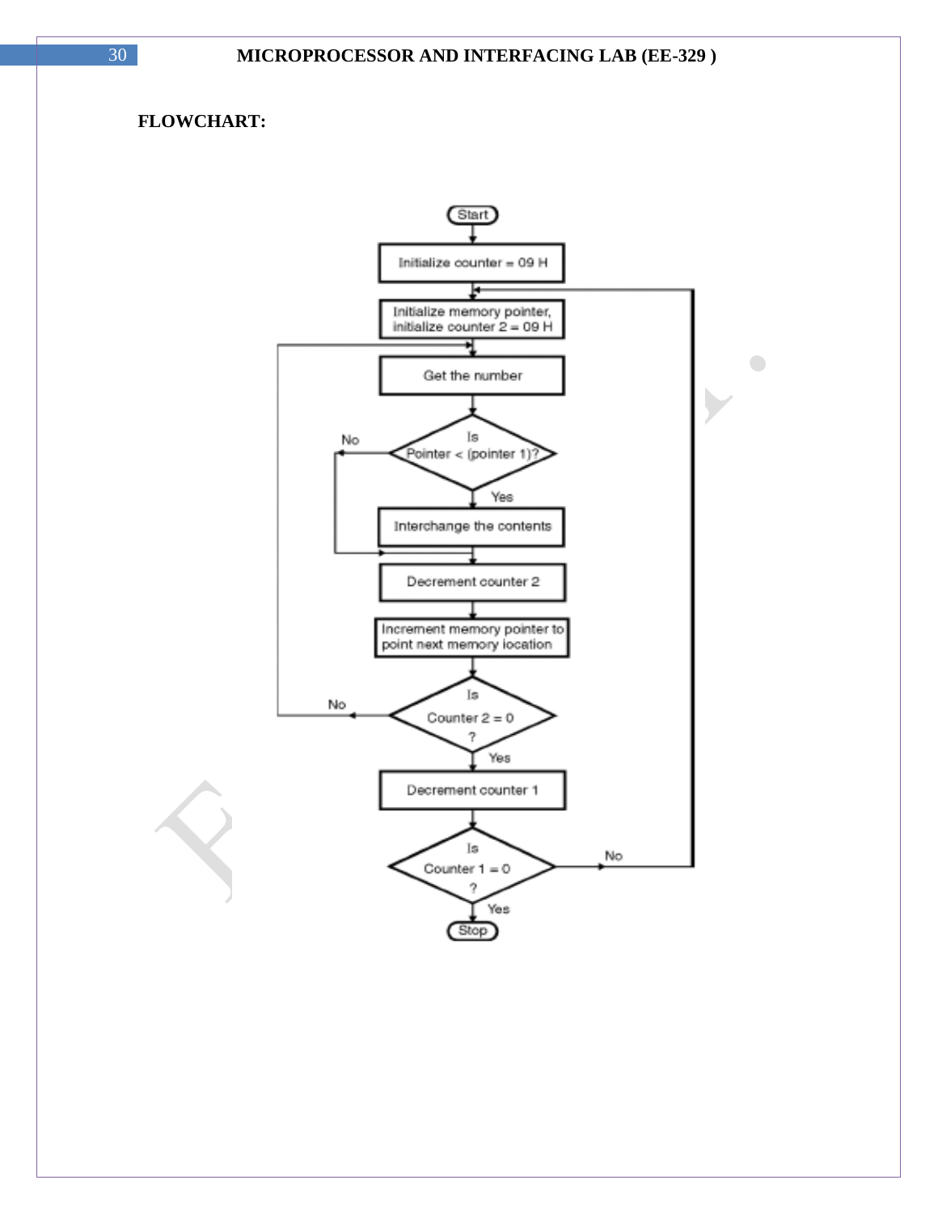**FLOWCHART:**

Start

Initialize counter = 09 H

Initialize memory pointer, initialize counter 2 = 09 H

Get the number

Is Pointer < (pointer 1)?

- No
- Yes

Interchange the contents

Decrement counter 2

Increment memory pointer to point next memory location

Is Counter 2 = 0 ?

- No
- Yes

Decrement counter 1

Is Counter 1 = 0 ?

- No
- Yes

Stop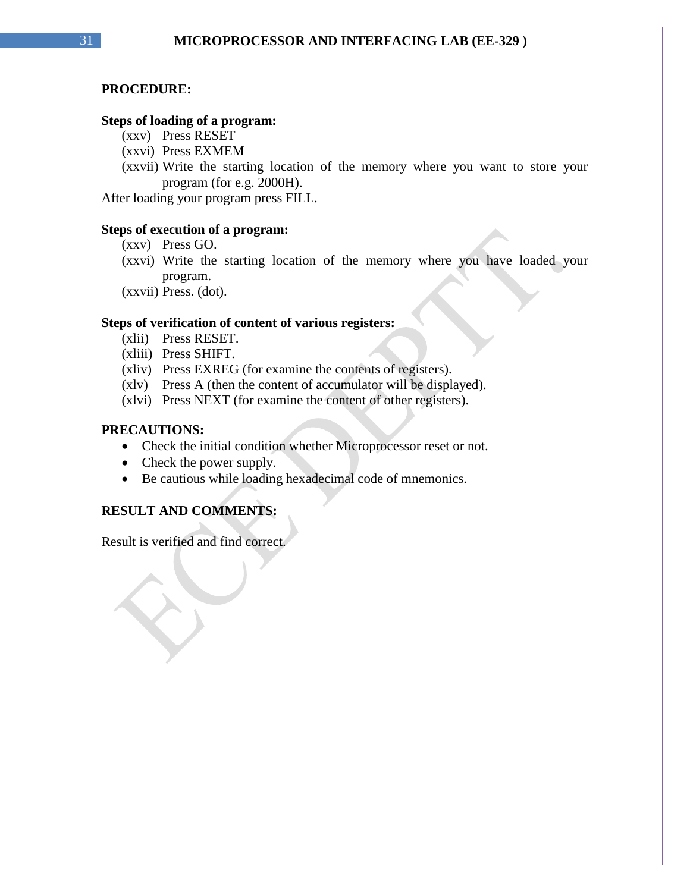**PROCEDURE:**

**Steps of loading of a program:**

(xxv) Press RESET
(xxvi) Press EXMEM
(xxvii) Write the starting location of the memory where you want to store your program (for e.g. 2000H).

After loading your program press FILL.

**Steps of execution of a program:**

(xxv) Press GO.
(xxvi) Write the starting location of the memory where you have loaded your program.
(xxvii) Press. (dot).

**Steps of verification of content of various registers:**

(xlii) Press RESET.
(xliii) Press SHIFT.
(xliv) Press EXREG (for examine the contents of registers).
(xlv) Press A (then the content of accumulator will be displayed).
(xlvi) Press NEXT (for examine the content of other registers).

**PRECAUTIONS:**

- Check the initial condition whether Microprocessor reset or not.
- Check the power supply.
- Be cautious while loading hexadecimal code of mnemonics.

**RESULT AND COMMENTS:**

Result is verified and find correct.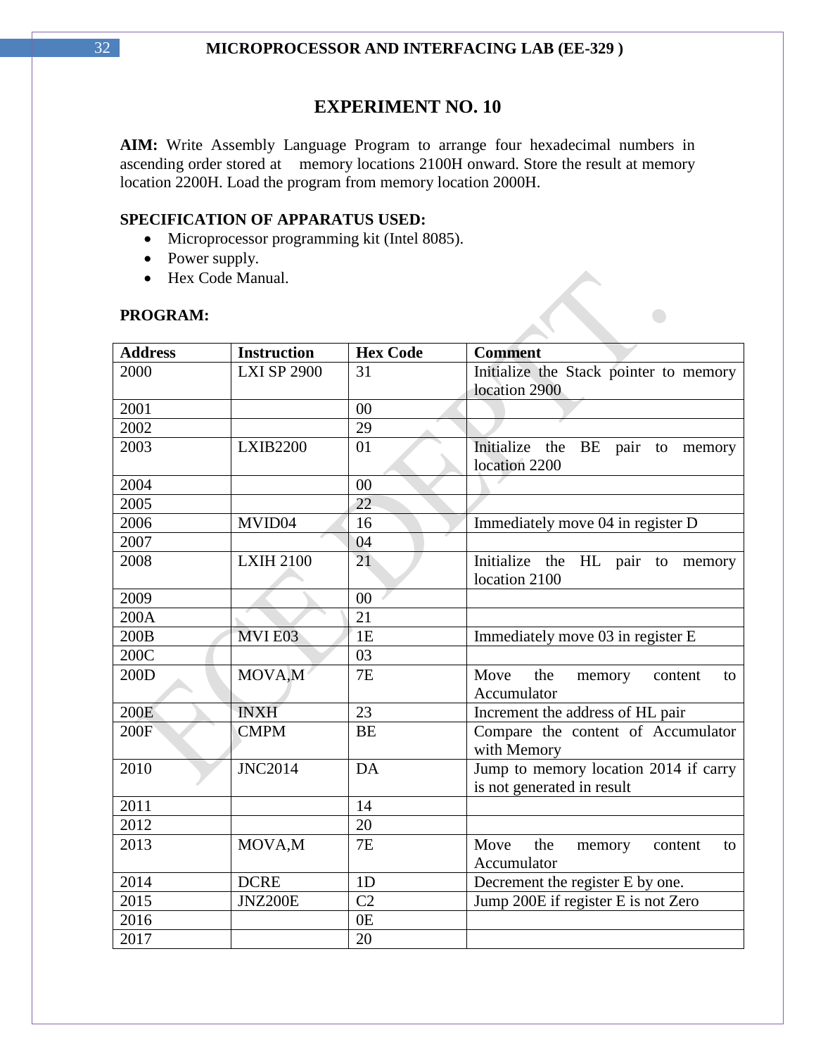# EXPERIMENT NO. 10

**AIM:** Write Assembly Language Program to arrange four hexadecimal numbers in ascending order stored at memory locations 2100H onward. Store the result at memory location 2200H. Load the program from memory location 2000H.

**SPECIFICATION OF APPARATUS USED:**

- Microprocessor programming kit (Intel 8085).
- Power supply.
- Hex Code Manual.

**PROGRAM:**

| Address | Instruction | Hex Code | Comment |
|---|---|---|---|
| 2000 | LXI SP 2900 | 31 | Initialize the Stack pointer to memory location 2900 |
| 2001 | | 00 | |
| 2002 | | 29 | |
| 2003 | LXIB2200 | 01 | Initialize the BE pair to memory location 2200 |
| 2004 | | 00 | |
| 2005 | | 22 | |
| 2006 | MVID04 | 16 | Immediately move 04 in register D |
| 2007 | | 04 | |
| 2008 | LXIH 2100 | 21 | Initialize the HL pair to memory location 2100 |
| 2009 | | 00 | |
| 200A | | 21 | |
| 200B | MVI E03 | 1E | Immediately move 03 in register E |
| 200C | | 03 | |
| 200D | MOVA,M | 7E | Move the memory content to Accumulator |
| 200E | INXH | 23 | Increment the address of HL pair |
| 200F | CMPM | BE | Compare the content of Accumulator with Memory |
| 2010 | JNC2014 | DA | Jump to memory location 2014 if carry is not generated in result |
| 2011 | | 14 | |
| 2012 | | 20 | |
| 2013 | MOVA,M | 7E | Move the memory content to Accumulator |
| 2014 | DCRE | 1D | Decrement the register E by one. |
| 2015 | JNZ200E | C2 | Jump 200E if register E is not Zero |
| 2016 | | 0E | |
| 2017 | | 20 | |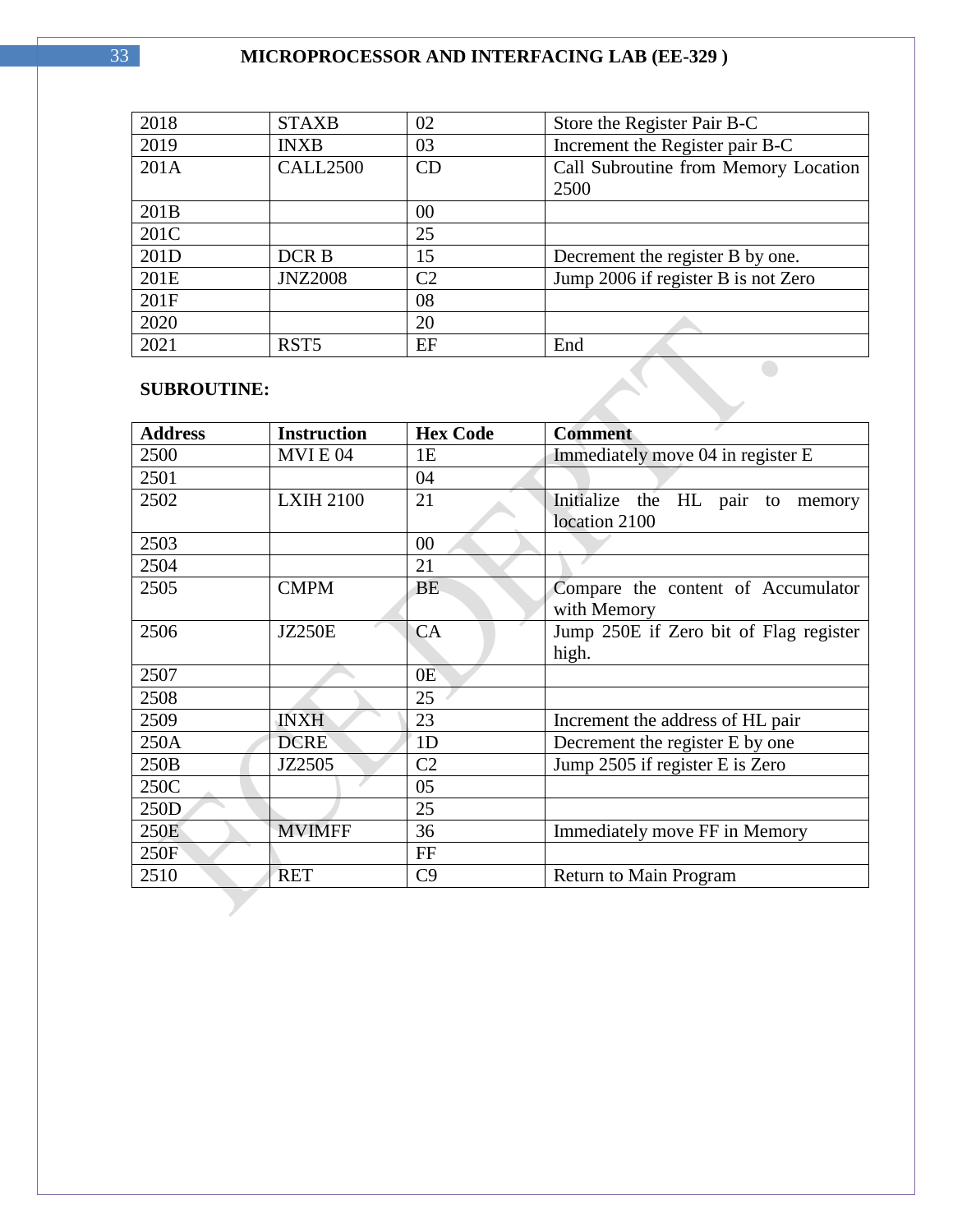| 2018 | STAXB | 02 | Store the Register Pair B-C |
|---|---|---|---|
| 2019 | INXB | 03 | Increment the Register pair B-C |
| 201A | CALL2500 | CD | Call Subroutine from Memory Location 2500 |
| 201B | | 00 | |
| 201C | | 25 | |
| 201D | DCR B | 15 | Decrement the register B by one. |
| 201E | JNZ2008 | C2 | Jump 2006 if register B is not Zero |
| 201F | | 08 | |
| 2020 | | 20 | |
| 2021 | RST5 | EF | End |

**SUBROUTINE:**

| Address | Instruction | Hex Code | Comment |
|---|---|---|---|
| 2500 | MVI E 04 | 1E | Immediately move 04 in register E |
| 2501 | | 04 | |
| 2502 | LXIH 2100 | 21 | Initialize the HL pair to memory location 2100 |
| 2503 | | 00 | |
| 2504 | | 21 | |
| 2505 | CMPM | BE | Compare the content of Accumulator with Memory |
| 2506 | JZ250E | CA | Jump 250E if Zero bit of Flag register high. |
| 2507 | | 0E | |
| 2508 | | 25 | |
| 2509 | INXH | 23 | Increment the address of HL pair |
| 250A | DCRE | 1D | Decrement the register E by one |
| 250B | JZ2505 | C2 | Jump 2505 if register E is Zero |
| 250C | | 05 | |
| 250D | | 25 | |
| 250E | MVIMFF | 36 | Immediately move FF in Memory |
| 250F | | FF | |
| 2510 | RET | C9 | Return to Main Program |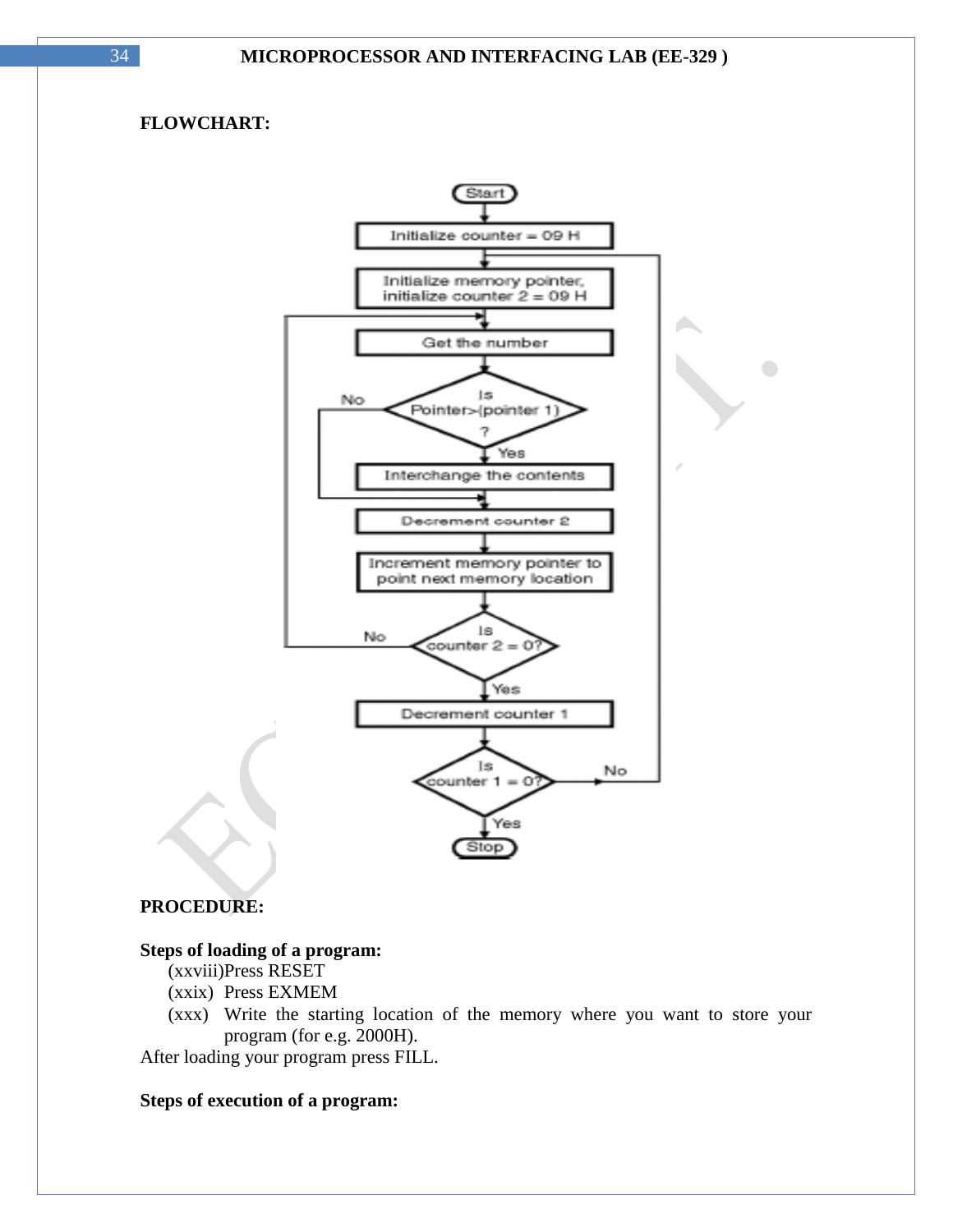**FLOWCHART:**

**PROCEDURE:**

**Steps of loading of a program:**

(xxviii) Press RESET

(xxix) Press EXMEM

(xxx) Write the starting location of the memory where you want to store your program (for e.g. 2000H).

After loading your program press FILL.

**Steps of execution of a program:**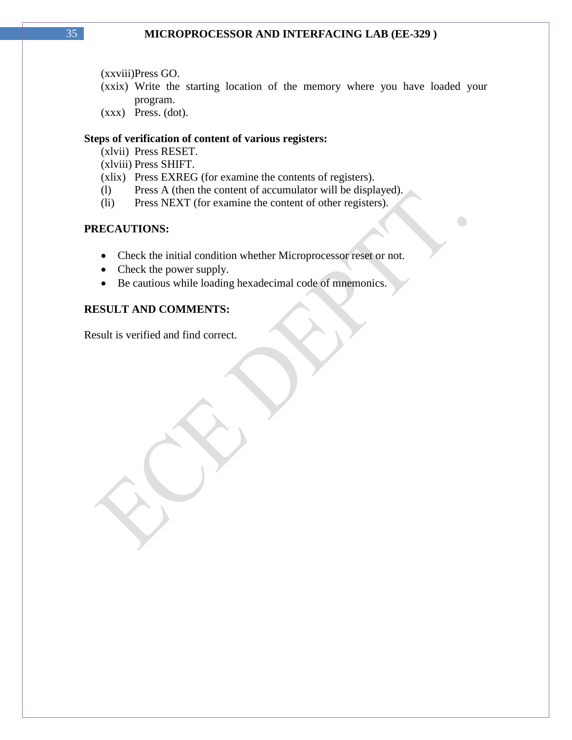(xxviii) Press GO.

(xxix) Write the starting location of the memory where you have loaded your program.

(xxx) Press. (dot).

**Steps of verification of content of various registers:**

(xlvii) Press RESET.

(xlviii) Press SHIFT.

(xlix) Press EXREG (for examine the contents of registers).

(l) Press A (then the content of accumulator will be displayed).

(li) Press NEXT (for examine the content of other registers).

**PRECAUTIONS:**

- Check the initial condition whether Microprocessor reset or not.
- Check the power supply.
- Be cautious while loading hexadecimal code of mnemonics.

**RESULT AND COMMENTS:**

Result is verified and find correct.